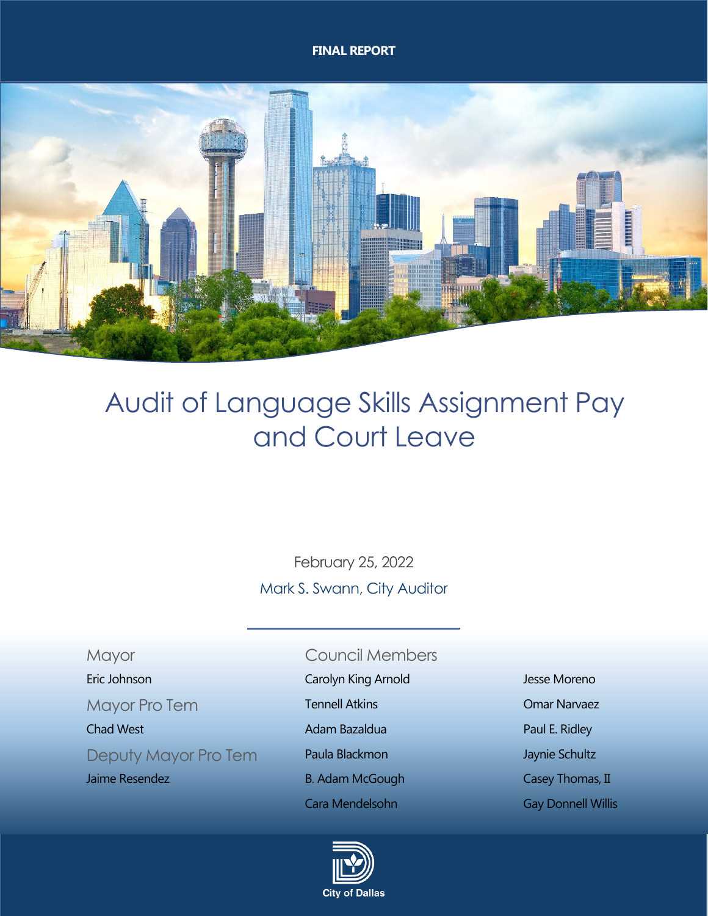FINAL REPORT

# Audit of Language Skills Assignment Pay and Court Leave

February 25, 2022

Mark S. Swann, City Auditor

Mayor

Eric Johnson

Mayor Pro Tem

Chad West

Deputy Mayor Pro Tem

Jaime Resendez

Council Members

Carolyn King Arnold

Tennell Atkins

Adam Bazaldua

Paula Blackmon

B. Adam McGough

Cara Mendelsohn

Jesse Moreno

Omar Narvaez

Paul E. Ridley

Jaynie Schultz

Casey Thomas, II

Gay Donnell Willis

City of Dallas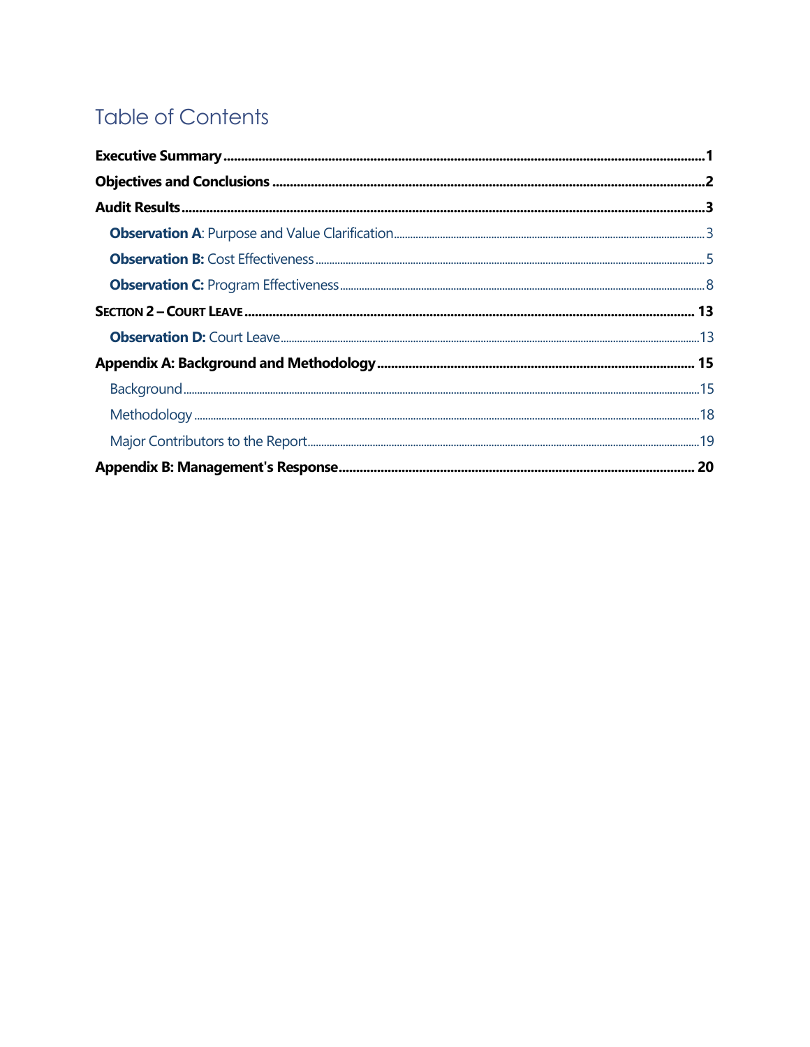# Table of Contents

**Executive Summary** ........................................ 1

**Objectives and Conclusions** ........................................ 2

**Audit Results** ........................................ 3

- **Observation A**: Purpose and Value Clarification ........................................ 3
- **Observation B:** Cost Effectiveness ........................................ 5
- **Observation C:** Program Effectiveness ........................................ 8

**SECTION 2 – COURT LEAVE** ........................................ 13

- **Observation D:** Court Leave ........................................ 13

**Appendix A: Background and Methodology** ........................................ 15

- Background ........................................ 15
- Methodology ........................................ 18
- Major Contributors to the Report ........................................ 19

**Appendix B: Management's Response** ........................................ 20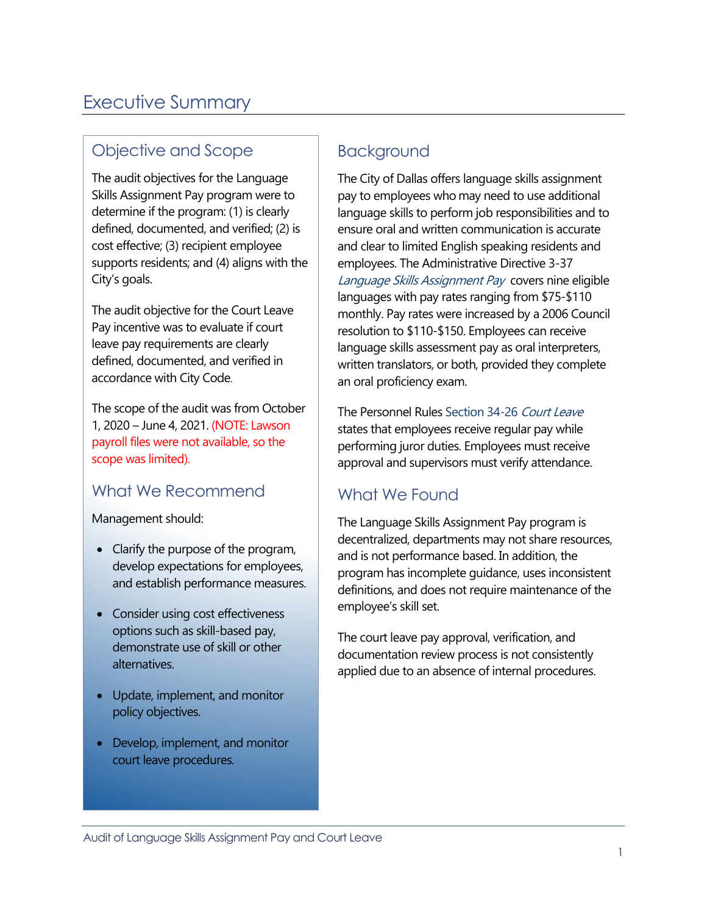# Executive Summary

## Objective and Scope

The audit objectives for the Language Skills Assignment Pay program were to determine if the program: (1) is clearly defined, documented, and verified; (2) is cost effective; (3) recipient employee supports residents; and (4) aligns with the City's goals.

The audit objective for the Court Leave Pay incentive was to evaluate if court leave pay requirements are clearly defined, documented, and verified in accordance with City Code.

The scope of the audit was from October 1, 2020 – June 4, 2021. (NOTE: Lawson payroll files were not available, so the scope was limited).

## What We Recommend

Management should:

- Clarify the purpose of the program, develop expectations for employees, and establish performance measures.
- Consider using cost effectiveness options such as skill-based pay, demonstrate use of skill or other alternatives.
- Update, implement, and monitor policy objectives.
- Develop, implement, and monitor court leave procedures.

## Background

The City of Dallas offers language skills assignment pay to employees who may need to use additional language skills to perform job responsibilities and to ensure oral and written communication is accurate and clear to limited English speaking residents and employees. The Administrative Directive 3-37 *Language Skills Assignment Pay* covers nine eligible languages with pay rates ranging from $75-$110 monthly. Pay rates were increased by a 2006 Council resolution to $110-$150. Employees can receive language skills assessment pay as oral interpreters, written translators, or both, provided they complete an oral proficiency exam.

The Personnel Rules Section 34-26 *Court Leave* states that employees receive regular pay while performing juror duties. Employees must receive approval and supervisors must verify attendance.

## What We Found

The Language Skills Assignment Pay program is decentralized, departments may not share resources, and is not performance based. In addition, the program has incomplete guidance, uses inconsistent definitions, and does not require maintenance of the employee's skill set.

The court leave pay approval, verification, and documentation review process is not consistently applied due to an absence of internal procedures.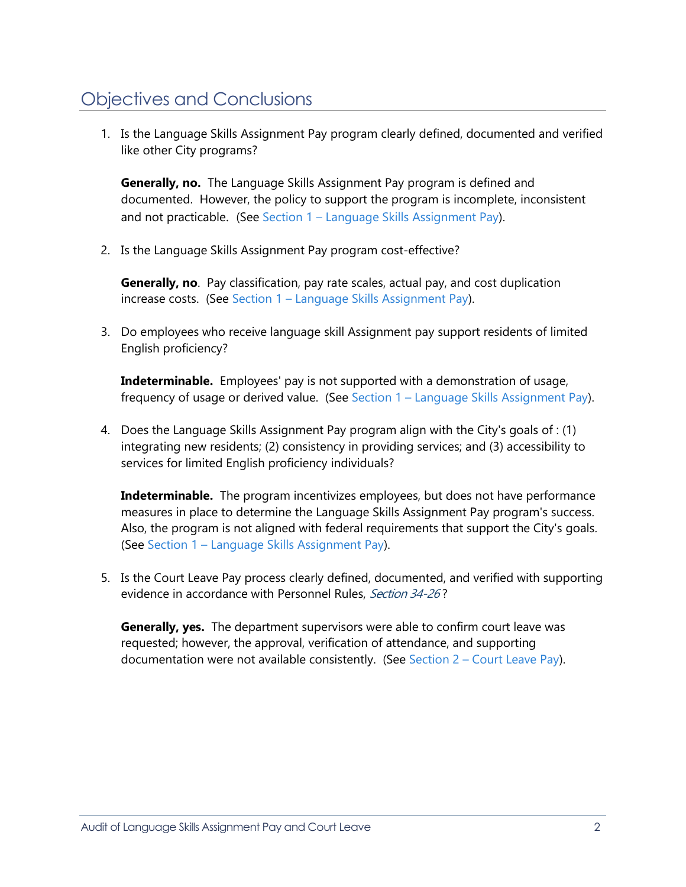## Objectives and Conclusions

1. Is the Language Skills Assignment Pay program clearly defined, documented and verified like other City programs?

   **Generally, no.** The Language Skills Assignment Pay program is defined and documented. However, the policy to support the program is incomplete, inconsistent and not practicable. (See Section 1 – Language Skills Assignment Pay).

2. Is the Language Skills Assignment Pay program cost-effective?

   **Generally, no**. Pay classification, pay rate scales, actual pay, and cost duplication increase costs. (See Section 1 – Language Skills Assignment Pay).

3. Do employees who receive language skill Assignment pay support residents of limited English proficiency?

   **Indeterminable.** Employees' pay is not supported with a demonstration of usage, frequency of usage or derived value. (See Section 1 – Language Skills Assignment Pay).

4. Does the Language Skills Assignment Pay program align with the City's goals of : (1) integrating new residents; (2) consistency in providing services; and (3) accessibility to services for limited English proficiency individuals?

   **Indeterminable.** The program incentivizes employees, but does not have performance measures in place to determine the Language Skills Assignment Pay program's success. Also, the program is not aligned with federal requirements that support the City's goals. (See Section 1 – Language Skills Assignment Pay).

5. Is the Court Leave Pay process clearly defined, documented, and verified with supporting evidence in accordance with Personnel Rules, *Section 34-26*?

   **Generally, yes.** The department supervisors were able to confirm court leave was requested; however, the approval, verification of attendance, and supporting documentation were not available consistently. (See Section 2 – Court Leave Pay).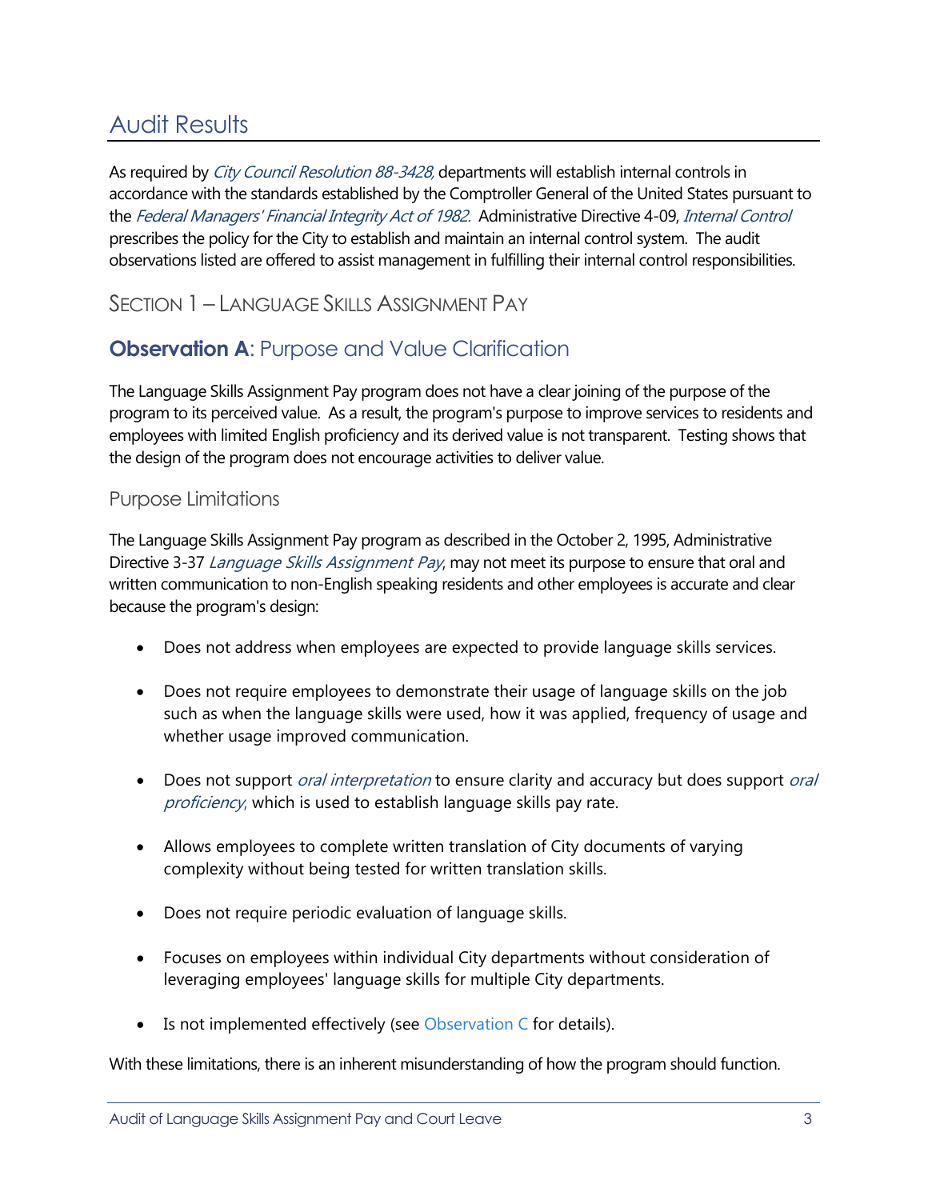# Audit Results

As required by *City Council Resolution 88-3428*, departments will establish internal controls in accordance with the standards established by the Comptroller General of the United States pursuant to the *Federal Managers' Financial Integrity Act of 1982*. Administrative Directive 4-09, *Internal Control* prescribes the policy for the City to establish and maintain an internal control system. The audit observations listed are offered to assist management in fulfilling their internal control responsibilities.

## SECTION 1 – LANGUAGE SKILLS ASSIGNMENT PAY

### **Observation A**: Purpose and Value Clarification

The Language Skills Assignment Pay program does not have a clear joining of the purpose of the program to its perceived value. As a result, the program's purpose to improve services to residents and employees with limited English proficiency and its derived value is not transparent. Testing shows that the design of the program does not encourage activities to deliver value.

#### Purpose Limitations

The Language Skills Assignment Pay program as described in the October 2, 1995, Administrative Directive 3-37 *Language Skills Assignment Pay*, may not meet its purpose to ensure that oral and written communication to non-English speaking residents and other employees is accurate and clear because the program's design:

- Does not address when employees are expected to provide language skills services.
- Does not require employees to demonstrate their usage of language skills on the job such as when the language skills were used, how it was applied, frequency of usage and whether usage improved communication.
- Does not support *oral interpretation* to ensure clarity and accuracy but does support *oral proficiency*, which is used to establish language skills pay rate.
- Allows employees to complete written translation of City documents of varying complexity without being tested for written translation skills.
- Does not require periodic evaluation of language skills.
- Focuses on employees within individual City departments without consideration of leveraging employees' language skills for multiple City departments.
- Is not implemented effectively (see Observation C for details).

With these limitations, there is an inherent misunderstanding of how the program should function.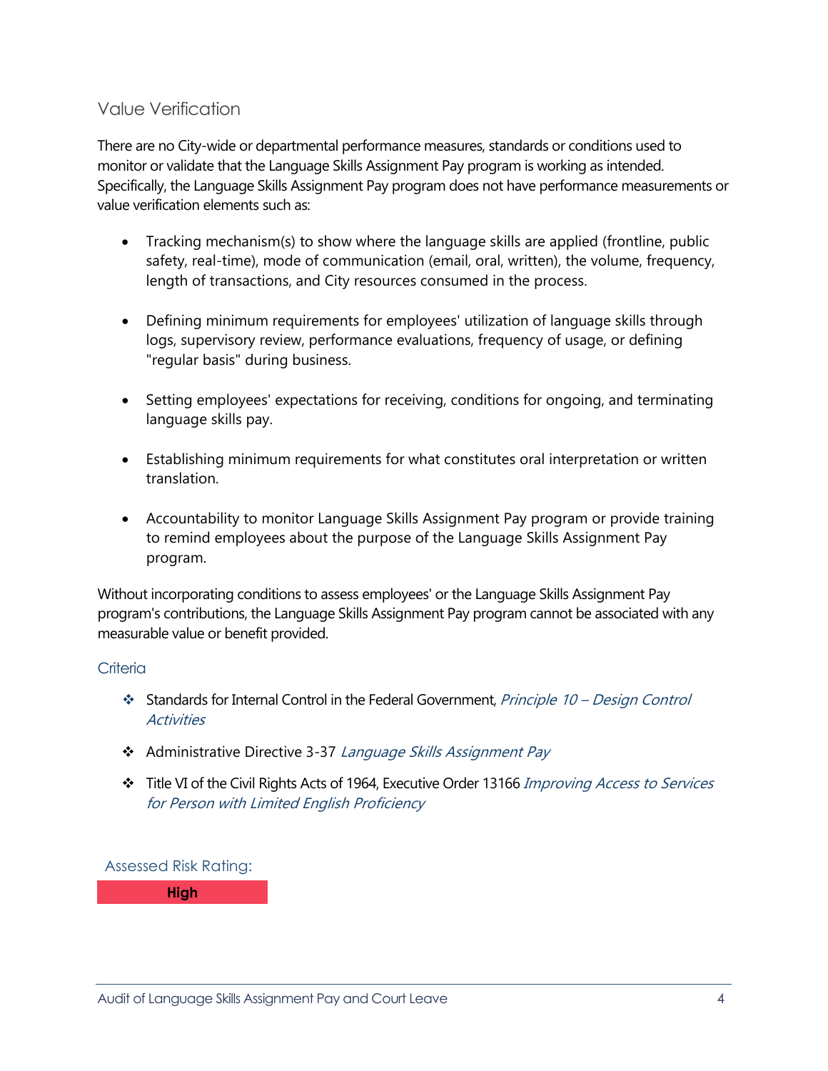## Value Verification

There are no City-wide or departmental performance measures, standards or conditions used to monitor or validate that the Language Skills Assignment Pay program is working as intended. Specifically, the Language Skills Assignment Pay program does not have performance measurements or value verification elements such as:

- Tracking mechanism(s) to show where the language skills are applied (frontline, public safety, real-time), mode of communication (email, oral, written), the volume, frequency, length of transactions, and City resources consumed in the process.

- Defining minimum requirements for employees' utilization of language skills through logs, supervisory review, performance evaluations, frequency of usage, or defining "regular basis" during business.

- Setting employees' expectations for receiving, conditions for ongoing, and terminating language skills pay.

- Establishing minimum requirements for what constitutes oral interpretation or written translation.

- Accountability to monitor Language Skills Assignment Pay program or provide training to remind employees about the purpose of the Language Skills Assignment Pay program.

Without incorporating conditions to assess employees' or the Language Skills Assignment Pay program's contributions, the Language Skills Assignment Pay program cannot be associated with any measurable value or benefit provided.

### Criteria

- ❖ Standards for Internal Control in the Federal Government, *Principle 10 – Design Control Activities*
- ❖ Administrative Directive 3-37 *Language Skills Assignment Pay*
- ❖ Title VI of the Civil Rights Acts of 1964, Executive Order 13166 *Improving Access to Services for Person with Limited English Proficiency*

Assessed Risk Rating:

**High**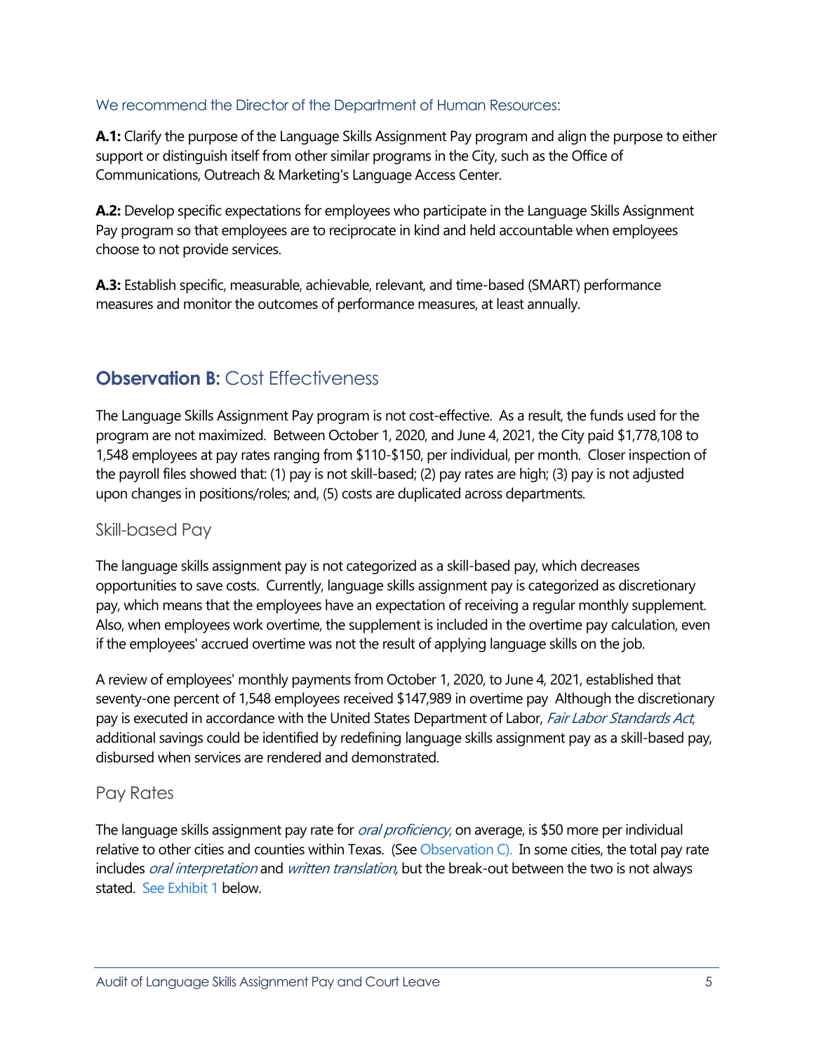We recommend the Director of the Department of Human Resources:

**A.1:** Clarify the purpose of the Language Skills Assignment Pay program and align the purpose to either support or distinguish itself from other similar programs in the City, such as the Office of Communications, Outreach & Marketing's Language Access Center.

**A.2:** Develop specific expectations for employees who participate in the Language Skills Assignment Pay program so that employees are to reciprocate in kind and held accountable when employees choose to not provide services.

**A.3:** Establish specific, measurable, achievable, relevant, and time-based (SMART) performance measures and monitor the outcomes of performance measures, at least annually.

## **Observation B:** Cost Effectiveness

The Language Skills Assignment Pay program is not cost-effective. As a result, the funds used for the program are not maximized. Between October 1, 2020, and June 4, 2021, the City paid $1,778,108 to 1,548 employees at pay rates ranging from $110-$150, per individual, per month. Closer inspection of the payroll files showed that: (1) pay is not skill-based; (2) pay rates are high; (3) pay is not adjusted upon changes in positions/roles; and, (5) costs are duplicated across departments.

### Skill-based Pay

The language skills assignment pay is not categorized as a skill-based pay, which decreases opportunities to save costs. Currently, language skills assignment pay is categorized as discretionary pay, which means that the employees have an expectation of receiving a regular monthly supplement. Also, when employees work overtime, the supplement is included in the overtime pay calculation, even if the employees' accrued overtime was not the result of applying language skills on the job.

A review of employees' monthly payments from October 1, 2020, to June 4, 2021, established that seventy-one percent of 1,548 employees received $147,989 in overtime pay Although the discretionary pay is executed in accordance with the United States Department of Labor, *Fair Labor Standards Act*, additional savings could be identified by redefining language skills assignment pay as a skill-based pay, disbursed when services are rendered and demonstrated.

### Pay Rates

The language skills assignment pay rate for *oral proficiency*, on average, is $50 more per individual relative to other cities and counties within Texas. (See Observation C). In some cities, the total pay rate includes *oral interpretation* and *written translation*, but the break-out between the two is not always stated. See Exhibit 1 below.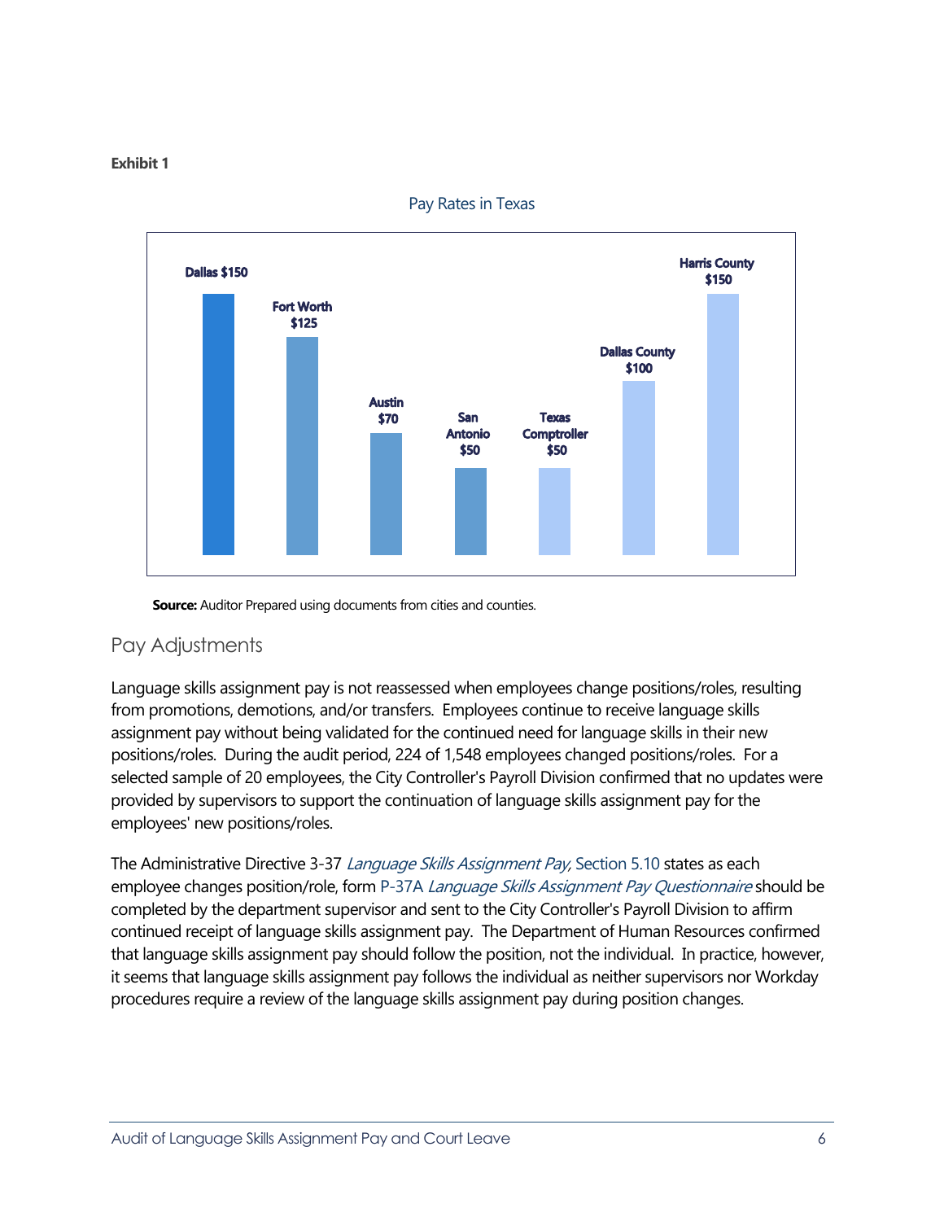**Exhibit 1**

Pay Rates in Texas

| Entity | Pay Rate |
|---|---|
| Dallas | $150 |
| Fort Worth | $125 |
| Austin | $70 |
| San Antonio | $50 |
| Texas Comptroller | $50 |
| Dallas County | $100 |
| Harris County | $150 |

**Source:** Auditor Prepared using documents from cities and counties.

## Pay Adjustments

Language skills assignment pay is not reassessed when employees change positions/roles, resulting from promotions, demotions, and/or transfers. Employees continue to receive language skills assignment pay without being validated for the continued need for language skills in their new positions/roles. During the audit period, 224 of 1,548 employees changed positions/roles. For a selected sample of 20 employees, the City Controller's Payroll Division confirmed that no updates were provided by supervisors to support the continuation of language skills assignment pay for the employees' new positions/roles.

The Administrative Directive 3-37 *Language Skills Assignment Pay,* Section 5.10 states as each employee changes position/role, form P-37A *Language Skills Assignment Pay Questionnaire* should be completed by the department supervisor and sent to the City Controller's Payroll Division to affirm continued receipt of language skills assignment pay. The Department of Human Resources confirmed that language skills assignment pay should follow the position, not the individual. In practice, however, it seems that language skills assignment pay follows the individual as neither supervisors nor Workday procedures require a review of the language skills assignment pay during position changes.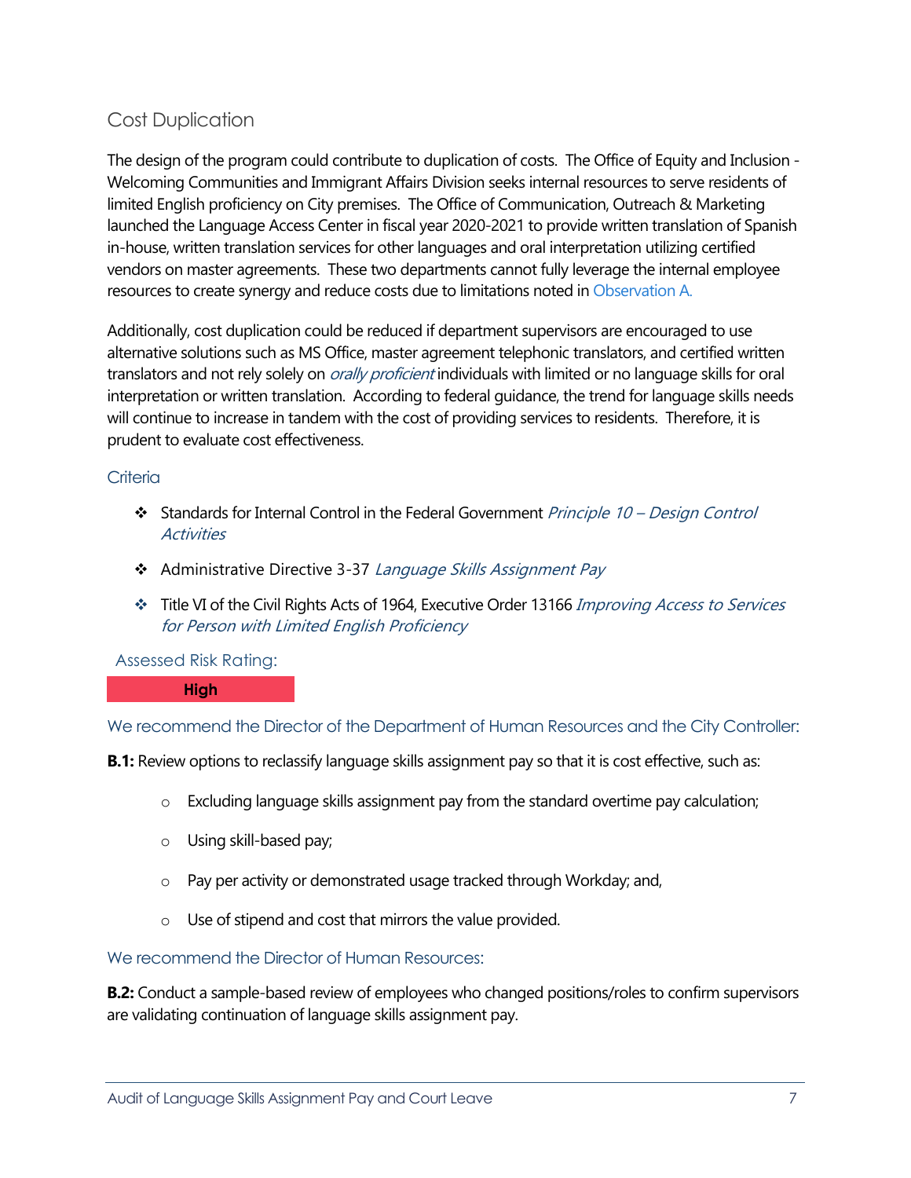## Cost Duplication

The design of the program could contribute to duplication of costs. The Office of Equity and Inclusion - Welcoming Communities and Immigrant Affairs Division seeks internal resources to serve residents of limited English proficiency on City premises. The Office of Communication, Outreach & Marketing launched the Language Access Center in fiscal year 2020-2021 to provide written translation of Spanish in-house, written translation services for other languages and oral interpretation utilizing certified vendors on master agreements. These two departments cannot fully leverage the internal employee resources to create synergy and reduce costs due to limitations noted in Observation A.

Additionally, cost duplication could be reduced if department supervisors are encouraged to use alternative solutions such as MS Office, master agreement telephonic translators, and certified written translators and not rely solely on *orally proficient* individuals with limited or no language skills for oral interpretation or written translation. According to federal guidance, the trend for language skills needs will continue to increase in tandem with the cost of providing services to residents. Therefore, it is prudent to evaluate cost effectiveness.

### Criteria

- Standards for Internal Control in the Federal Government *Principle 10 – Design Control Activities*
- Administrative Directive 3-37 *Language Skills Assignment Pay*
- Title VI of the Civil Rights Acts of 1964, Executive Order 13166 *Improving Access to Services for Person with Limited English Proficiency*

Assessed Risk Rating:

**High**

We recommend the Director of the Department of Human Resources and the City Controller:

**B.1:** Review options to reclassify language skills assignment pay so that it is cost effective, such as:

- Excluding language skills assignment pay from the standard overtime pay calculation;
- Using skill-based pay;
- Pay per activity or demonstrated usage tracked through Workday; and,
- Use of stipend and cost that mirrors the value provided.

We recommend the Director of Human Resources:

**B.2:** Conduct a sample-based review of employees who changed positions/roles to confirm supervisors are validating continuation of language skills assignment pay.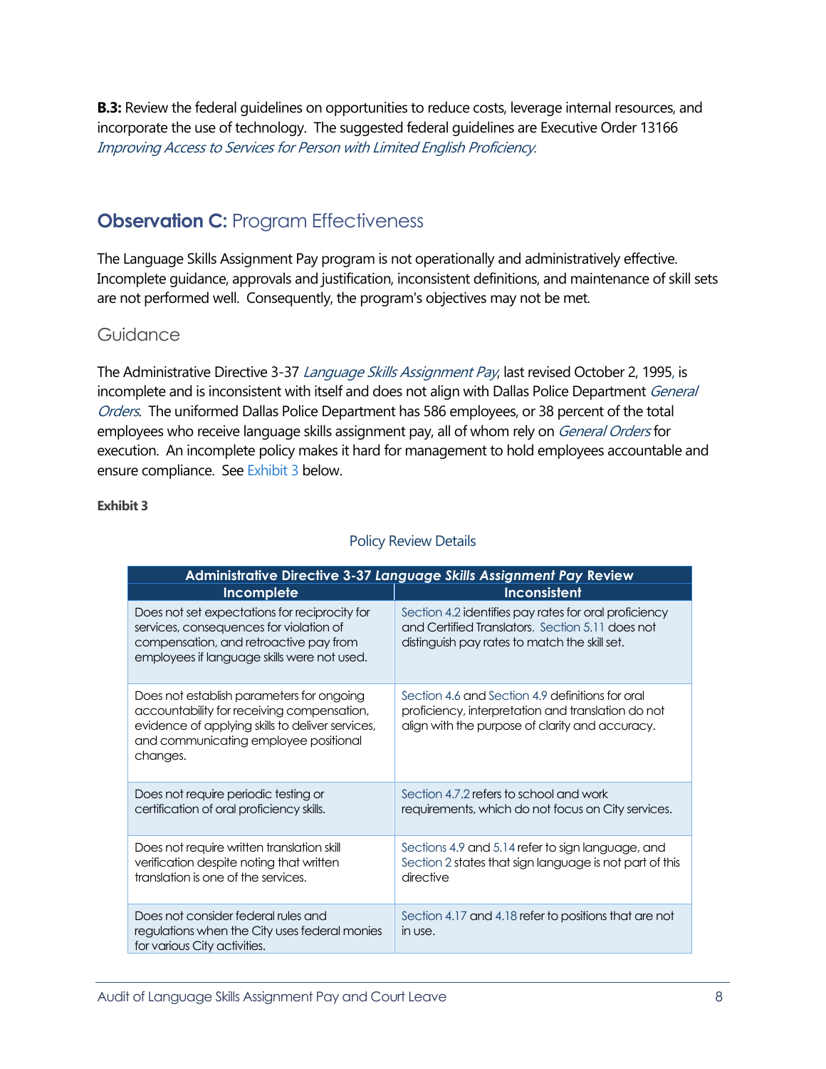**B.3:** Review the federal guidelines on opportunities to reduce costs, leverage internal resources, and incorporate the use of technology. The suggested federal guidelines are Executive Order 13166 *Improving Access to Services for Person with Limited English Proficiency.*

## **Observation C:** Program Effectiveness

The Language Skills Assignment Pay program is not operationally and administratively effective. Incomplete guidance, approvals and justification, inconsistent definitions, and maintenance of skill sets are not performed well. Consequently, the program's objectives may not be met.

### Guidance

The Administrative Directive 3-37 *Language Skills Assignment Pay*, last revised October 2, 1995, is incomplete and is inconsistent with itself and does not align with Dallas Police Department *General Orders*. The uniformed Dallas Police Department has 586 employees, or 38 percent of the total employees who receive language skills assignment pay, all of whom rely on *General Orders* for execution. An incomplete policy makes it hard for management to hold employees accountable and ensure compliance. See Exhibit 3 below.

**Exhibit 3**

Policy Review Details

| Administrative Directive 3-37 *Language Skills Assignment Pay* Review | |
|---|---|
| **Incomplete** | **Inconsistent** |
| Does not set expectations for reciprocity for services, consequences for violation of compensation, and retroactive pay from employees if language skills were not used. | Section 4.2 identifies pay rates for oral proficiency and Certified Translators. Section 5.11 does not distinguish pay rates to match the skill set. |
| Does not establish parameters for ongoing accountability for receiving compensation, evidence of applying skills to deliver services, and communicating employee positional changes. | Section 4.6 and Section 4.9 definitions for oral proficiency, interpretation and translation do not align with the purpose of clarity and accuracy. |
| Does not require periodic testing or certification of oral proficiency skills. | Section 4.7.2 refers to school and work requirements, which do not focus on City services. |
| Does not require written translation skill verification despite noting that written translation is one of the services. | Sections 4.9 and 5.14 refer to sign language, and Section 2 states that sign language is not part of this directive |
| Does not consider federal rules and regulations when the City uses federal monies for various City activities. | Section 4.17 and 4.18 refer to positions that are not in use. |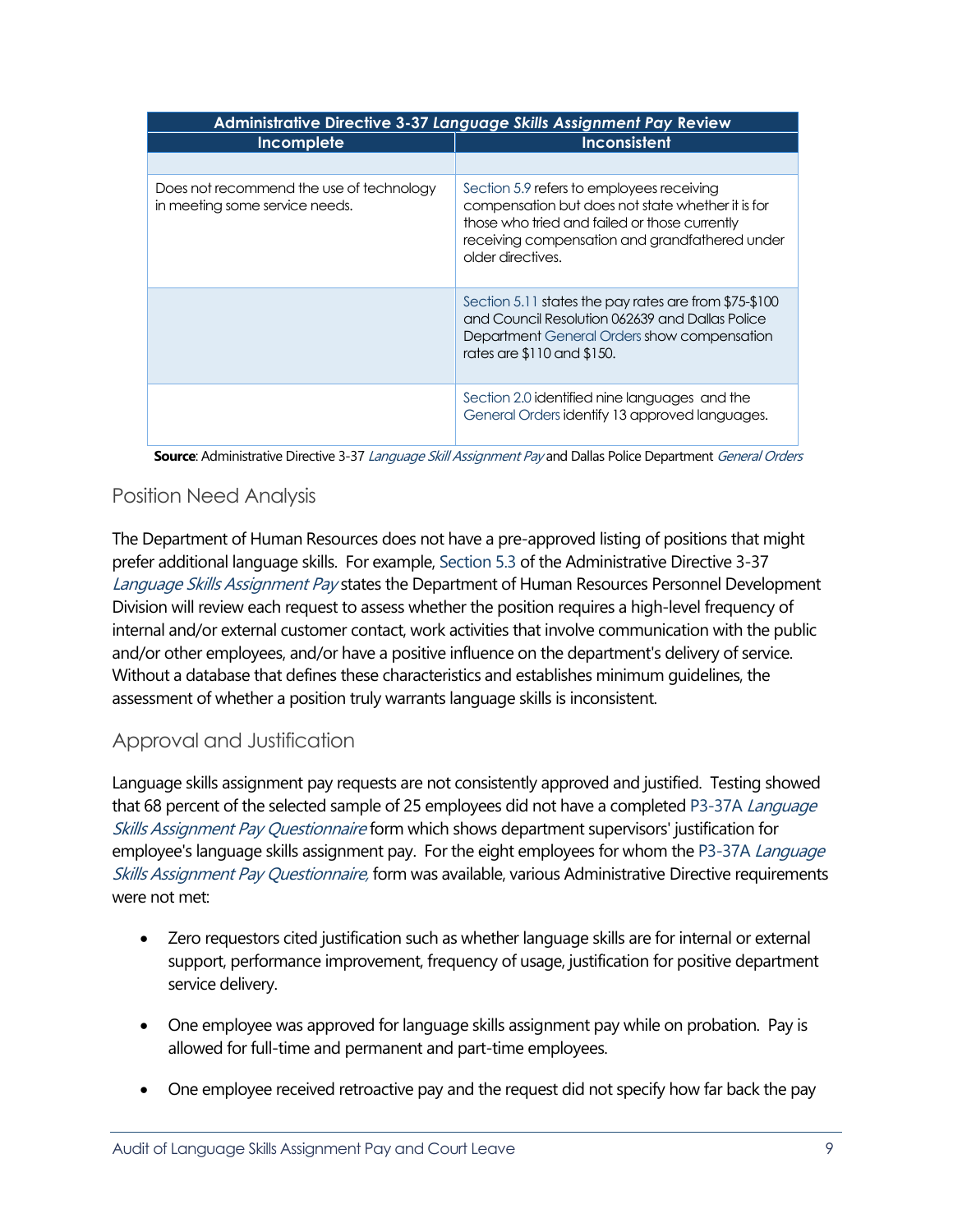| Administrative Directive 3-37 *Language Skills Assignment Pay* Review | |
|---|---|
| **Incomplete** | **Inconsistent** |
| | |
| Does not recommend the use of technology in meeting some service needs. | Section 5.9 refers to employees receiving compensation but does not state whether it is for those who tried and failed or those currently receiving compensation and grandfathered under older directives. |
| | Section 5.11 states the pay rates are from $75-$100 and Council Resolution 062639 and Dallas Police Department General Orders show compensation rates are $110 and $150. |
| | Section 2.0 identified nine languages and the General Orders identify 13 approved languages. |

**Source**: Administrative Directive 3-37 *Language Skill Assignment Pay* and Dallas Police Department *General Orders*

## Position Need Analysis

The Department of Human Resources does not have a pre-approved listing of positions that might prefer additional language skills. For example, Section 5.3 of the Administrative Directive 3-37 *Language Skills Assignment Pay* states the Department of Human Resources Personnel Development Division will review each request to assess whether the position requires a high-level frequency of internal and/or external customer contact, work activities that involve communication with the public and/or other employees, and/or have a positive influence on the department's delivery of service. Without a database that defines these characteristics and establishes minimum guidelines, the assessment of whether a position truly warrants language skills is inconsistent.

## Approval and Justification

Language skills assignment pay requests are not consistently approved and justified. Testing showed that 68 percent of the selected sample of 25 employees did not have a completed P3-37A *Language Skills Assignment Pay Questionnaire* form which shows department supervisors' justification for employee's language skills assignment pay. For the eight employees for whom the P3-37A *Language Skills Assignment Pay Questionnaire,* form was available, various Administrative Directive requirements were not met:

- Zero requestors cited justification such as whether language skills are for internal or external support, performance improvement, frequency of usage, justification for positive department service delivery.
- One employee was approved for language skills assignment pay while on probation. Pay is allowed for full-time and permanent and part-time employees.
- One employee received retroactive pay and the request did not specify how far back the pay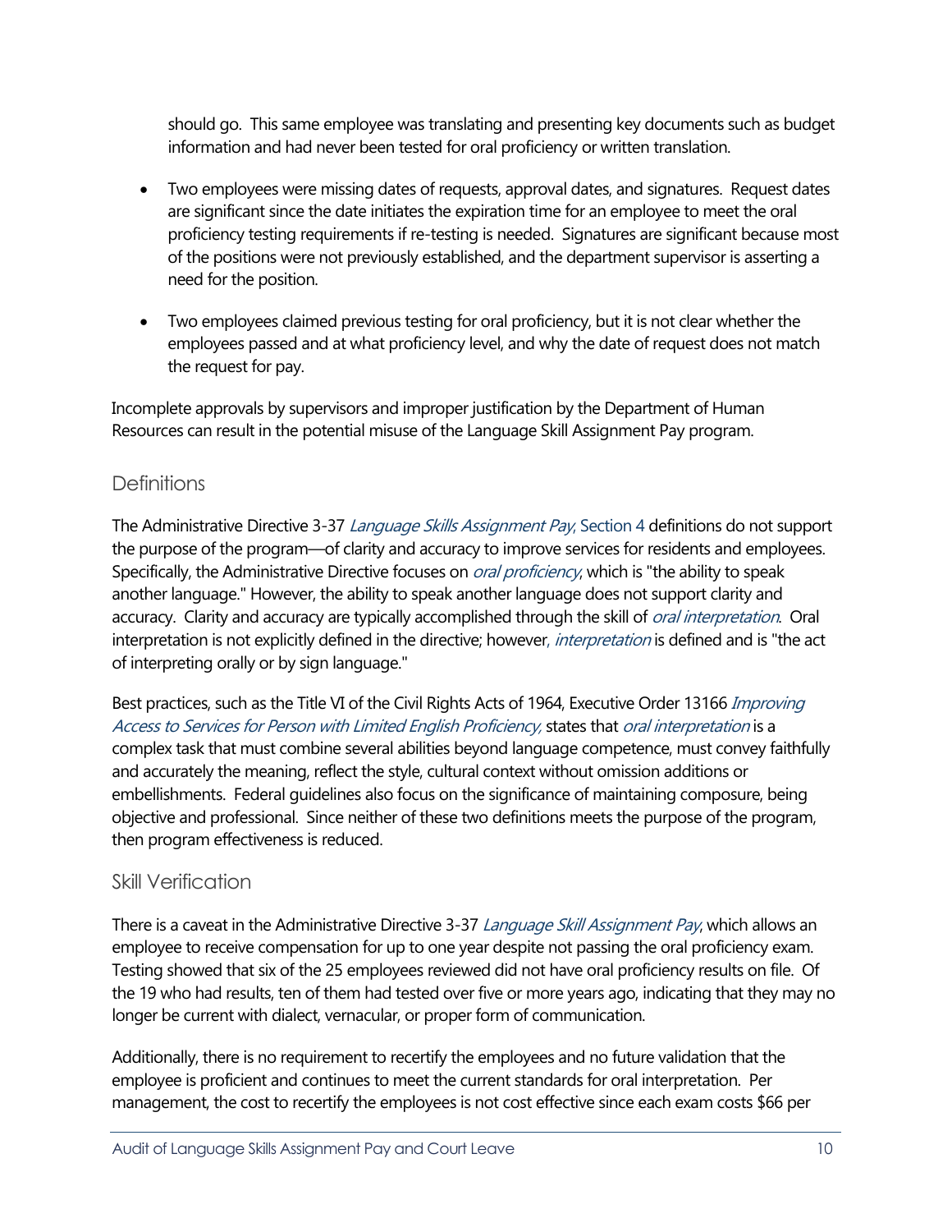should go. This same employee was translating and presenting key documents such as budget information and had never been tested for oral proficiency or written translation.

- Two employees were missing dates of requests, approval dates, and signatures. Request dates are significant since the date initiates the expiration time for an employee to meet the oral proficiency testing requirements if re-testing is needed. Signatures are significant because most of the positions were not previously established, and the department supervisor is asserting a need for the position.
- Two employees claimed previous testing for oral proficiency, but it is not clear whether the employees passed and at what proficiency level, and why the date of request does not match the request for pay.

Incomplete approvals by supervisors and improper justification by the Department of Human Resources can result in the potential misuse of the Language Skill Assignment Pay program.

## Definitions

The Administrative Directive 3-37 *Language Skills Assignment Pay*, Section 4 definitions do not support the purpose of the program—of clarity and accuracy to improve services for residents and employees. Specifically, the Administrative Directive focuses on *oral proficiency*, which is "the ability to speak another language." However, the ability to speak another language does not support clarity and accuracy. Clarity and accuracy are typically accomplished through the skill of *oral interpretation*. Oral interpretation is not explicitly defined in the directive; however, *interpretation* is defined and is "the act of interpreting orally or by sign language."

Best practices, such as the Title VI of the Civil Rights Acts of 1964, Executive Order 13166 *Improving Access to Services for Person with Limited English Proficiency,* states that *oral interpretation* is a complex task that must combine several abilities beyond language competence, must convey faithfully and accurately the meaning, reflect the style, cultural context without omission additions or embellishments. Federal guidelines also focus on the significance of maintaining composure, being objective and professional. Since neither of these two definitions meets the purpose of the program, then program effectiveness is reduced.

## Skill Verification

There is a caveat in the Administrative Directive 3-37 *Language Skill Assignment Pay*, which allows an employee to receive compensation for up to one year despite not passing the oral proficiency exam. Testing showed that six of the 25 employees reviewed did not have oral proficiency results on file. Of the 19 who had results, ten of them had tested over five or more years ago, indicating that they may no longer be current with dialect, vernacular, or proper form of communication.

Additionally, there is no requirement to recertify the employees and no future validation that the employee is proficient and continues to meet the current standards for oral interpretation. Per management, the cost to recertify the employees is not cost effective since each exam costs $66 per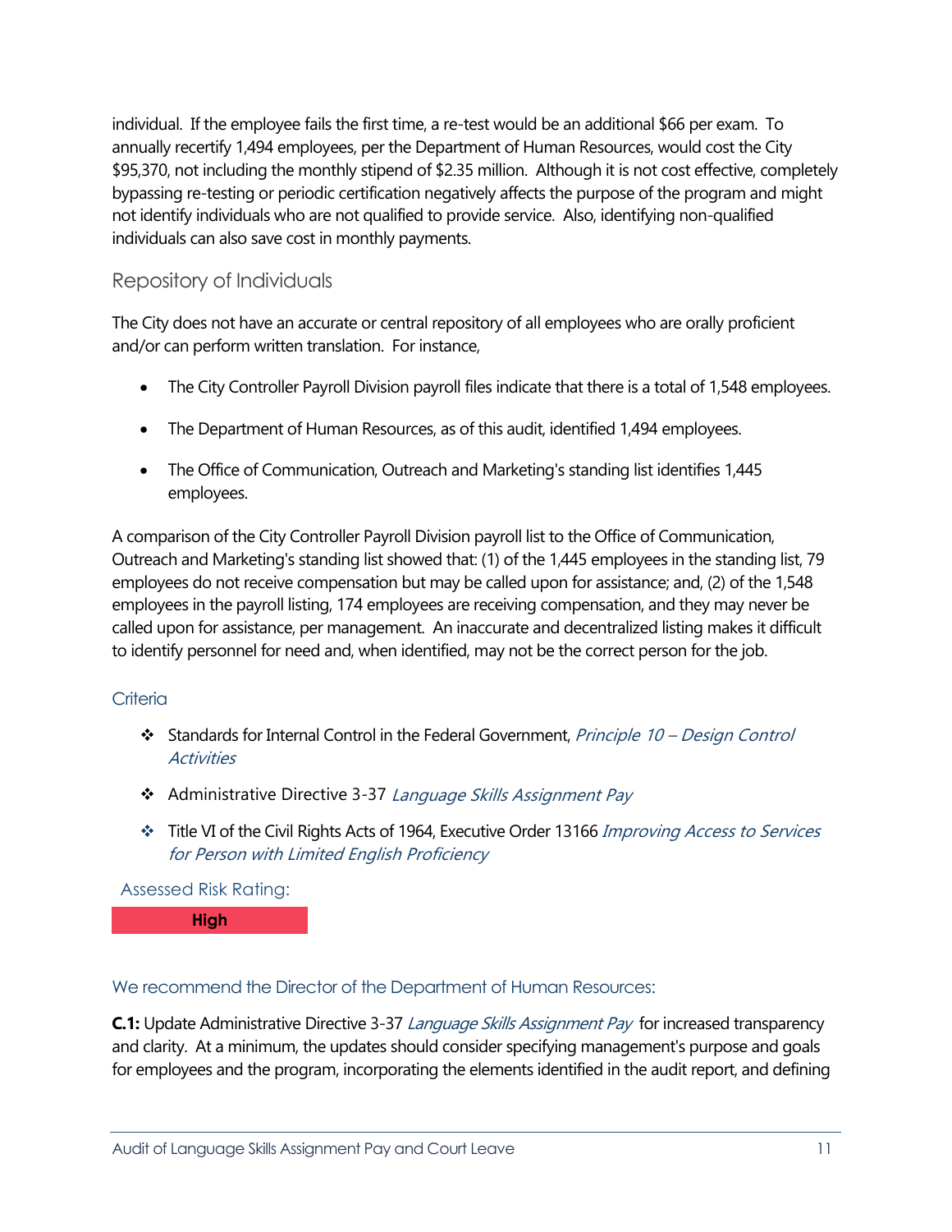individual. If the employee fails the first time, a re-test would be an additional $66 per exam. To annually recertify 1,494 employees, per the Department of Human Resources, would cost the City $95,370, not including the monthly stipend of $2.35 million. Although it is not cost effective, completely bypassing re-testing or periodic certification negatively affects the purpose of the program and might not identify individuals who are not qualified to provide service. Also, identifying non-qualified individuals can also save cost in monthly payments.

## Repository of Individuals

The City does not have an accurate or central repository of all employees who are orally proficient and/or can perform written translation. For instance,

- The City Controller Payroll Division payroll files indicate that there is a total of 1,548 employees.
- The Department of Human Resources, as of this audit, identified 1,494 employees.
- The Office of Communication, Outreach and Marketing's standing list identifies 1,445 employees.

A comparison of the City Controller Payroll Division payroll list to the Office of Communication, Outreach and Marketing's standing list showed that: (1) of the 1,445 employees in the standing list, 79 employees do not receive compensation but may be called upon for assistance; and, (2) of the 1,548 employees in the payroll listing, 174 employees are receiving compensation, and they may never be called upon for assistance, per management. An inaccurate and decentralized listing makes it difficult to identify personnel for need and, when identified, may not be the correct person for the job.

### Criteria

- Standards for Internal Control in the Federal Government, *Principle 10 – Design Control Activities*
- Administrative Directive 3-37 *Language Skills Assignment Pay*
- Title VI of the Civil Rights Acts of 1964, Executive Order 13166 *Improving Access to Services for Person with Limited English Proficiency*

Assessed Risk Rating:

**High**

### We recommend the Director of the Department of Human Resources:

**C.1:** Update Administrative Directive 3-37 *Language Skills Assignment Pay* for increased transparency and clarity. At a minimum, the updates should consider specifying management's purpose and goals for employees and the program, incorporating the elements identified in the audit report, and defining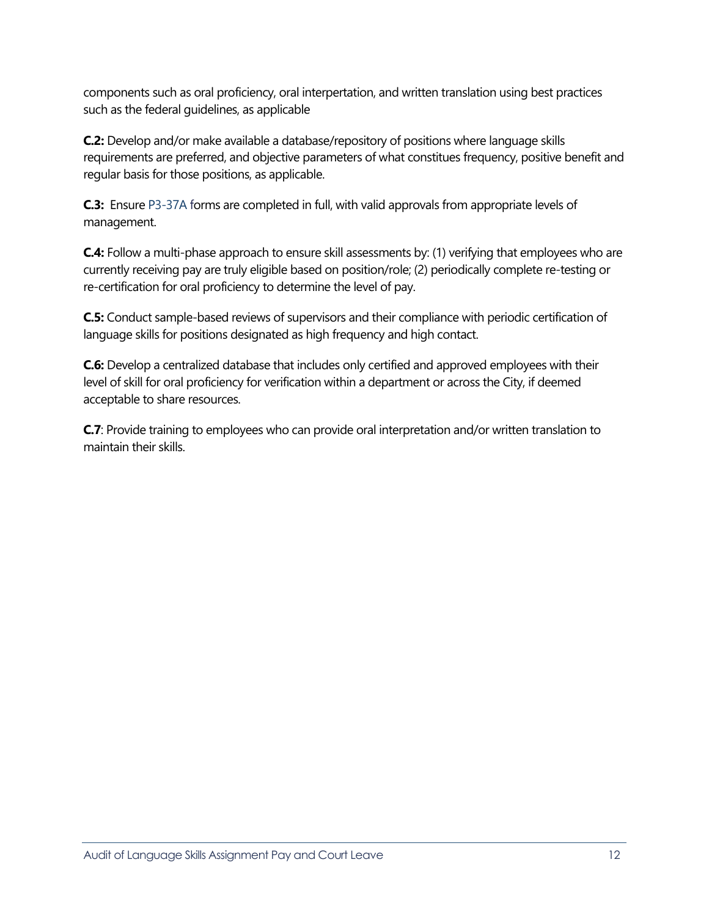components such as oral proficiency, oral interpertation, and written translation using best practices such as the federal guidelines, as applicable

**C.2:** Develop and/or make available a database/repository of positions where language skills requirements are preferred, and objective parameters of what constitues frequency, positive benefit and regular basis for those positions, as applicable.

**C.3:** Ensure P3-37A forms are completed in full, with valid approvals from appropriate levels of management.

**C.4:** Follow a multi-phase approach to ensure skill assessments by: (1) verifying that employees who are currently receiving pay are truly eligible based on position/role; (2) periodically complete re-testing or re-certification for oral proficiency to determine the level of pay.

**C.5:** Conduct sample-based reviews of supervisors and their compliance with periodic certification of language skills for positions designated as high frequency and high contact.

**C.6:** Develop a centralized database that includes only certified and approved employees with their level of skill for oral proficiency for verification within a department or across the City, if deemed acceptable to share resources.

**C.7**: Provide training to employees who can provide oral interpretation and/or written translation to maintain their skills.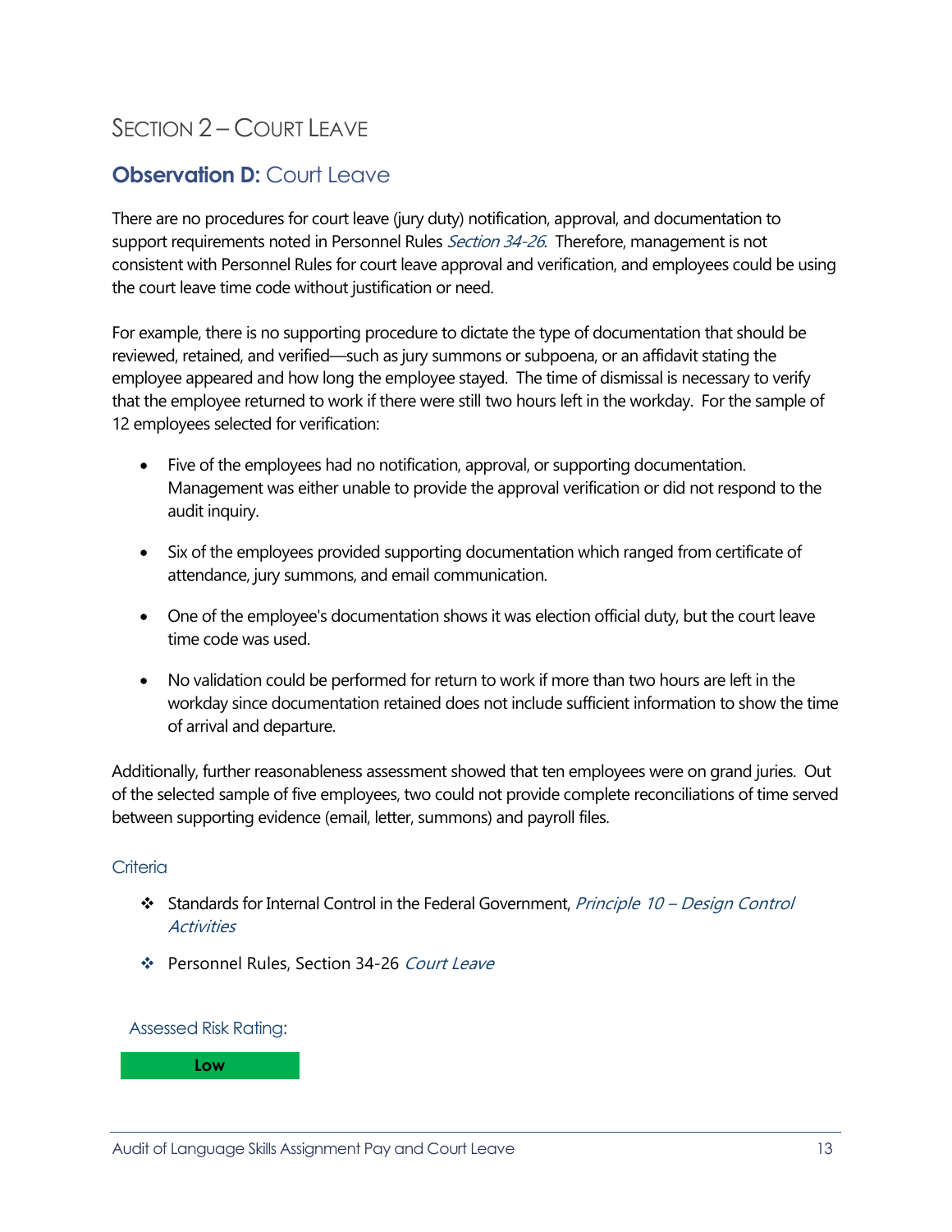## Section 2 – Court Leave

### **Observation D:** Court Leave

There are no procedures for court leave (jury duty) notification, approval, and documentation to support requirements noted in Personnel Rules *Section 34-26*. Therefore, management is not consistent with Personnel Rules for court leave approval and verification, and employees could be using the court leave time code without justification or need.

For example, there is no supporting procedure to dictate the type of documentation that should be reviewed, retained, and verified—such as jury summons or subpoena, or an affidavit stating the employee appeared and how long the employee stayed. The time of dismissal is necessary to verify that the employee returned to work if there were still two hours left in the workday. For the sample of 12 employees selected for verification:

- Five of the employees had no notification, approval, or supporting documentation. Management was either unable to provide the approval verification or did not respond to the audit inquiry.
- Six of the employees provided supporting documentation which ranged from certificate of attendance, jury summons, and email communication.
- One of the employee's documentation shows it was election official duty, but the court leave time code was used.
- No validation could be performed for return to work if more than two hours are left in the workday since documentation retained does not include sufficient information to show the time of arrival and departure.

Additionally, further reasonableness assessment showed that ten employees were on grand juries. Out of the selected sample of five employees, two could not provide complete reconciliations of time served between supporting evidence (email, letter, summons) and payroll files.

#### Criteria

- Standards for Internal Control in the Federal Government, *Principle 10 – Design Control Activities*
- Personnel Rules, Section 34-26 *Court Leave*

Assessed Risk Rating:

**Low**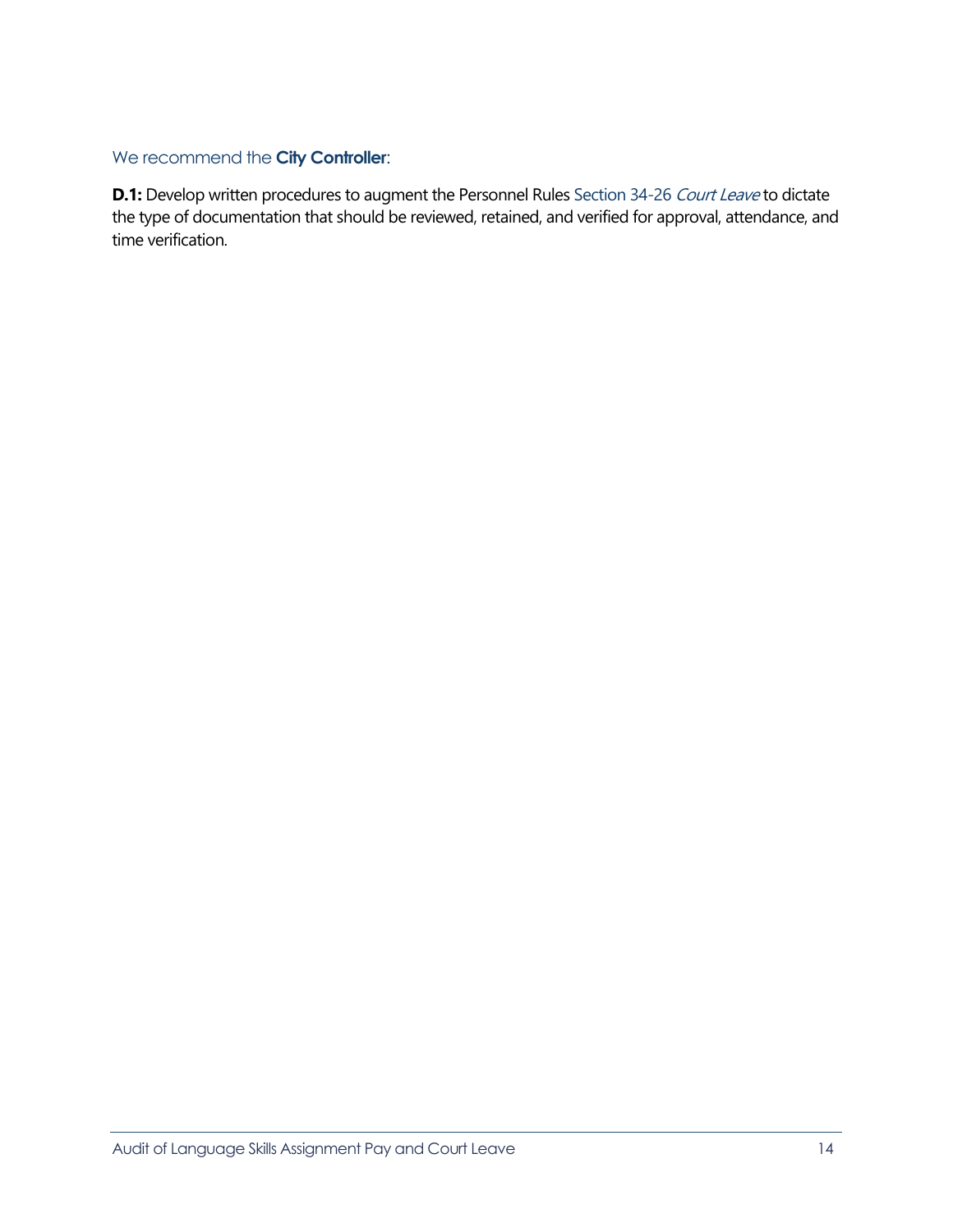We recommend the **City Controller**:

**D.1:** Develop written procedures to augment the Personnel Rules Section 34-26 *Court Leave* to dictate the type of documentation that should be reviewed, retained, and verified for approval, attendance, and time verification.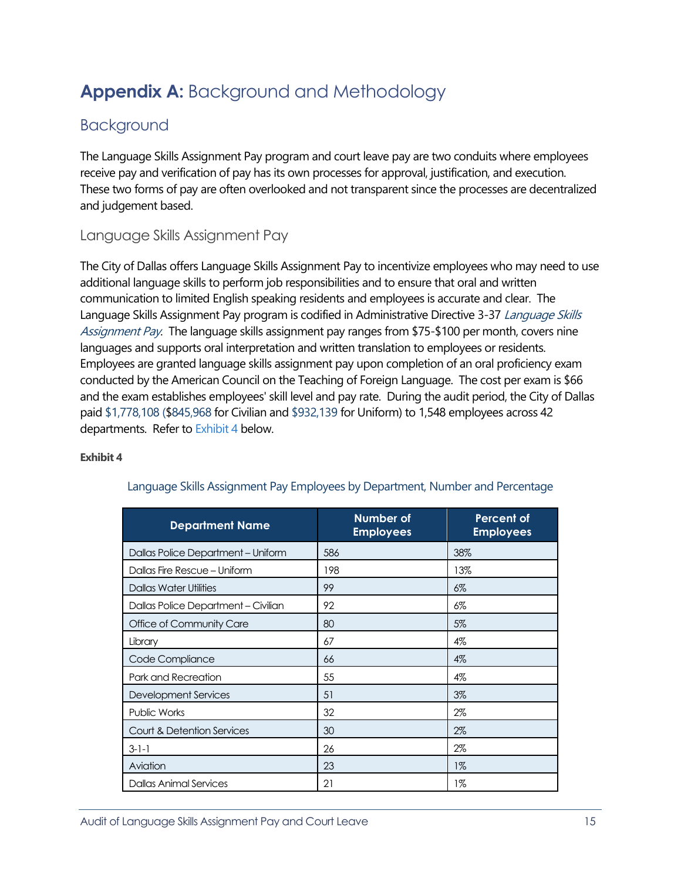# **Appendix A:** Background and Methodology

## Background

The Language Skills Assignment Pay program and court leave pay are two conduits where employees receive pay and verification of pay has its own processes for approval, justification, and execution. These two forms of pay are often overlooked and not transparent since the processes are decentralized and judgement based.

### Language Skills Assignment Pay

The City of Dallas offers Language Skills Assignment Pay to incentivize employees who may need to use additional language skills to perform job responsibilities and to ensure that oral and written communication to limited English speaking residents and employees is accurate and clear. The Language Skills Assignment Pay program is codified in Administrative Directive 3-37 *Language Skills Assignment Pay*. The language skills assignment pay ranges from $75-$100 per month, covers nine languages and supports oral interpretation and written translation to employees or residents. Employees are granted language skills assignment pay upon completion of an oral proficiency exam conducted by the American Council on the Teaching of Foreign Language. The cost per exam is $66 and the exam establishes employees' skill level and pay rate. During the audit period, the City of Dallas paid $1,778,108 ($845,968 for Civilian and $932,139 for Uniform) to 1,548 employees across 42 departments. Refer to Exhibit 4 below.

**Exhibit 4**

Language Skills Assignment Pay Employees by Department, Number and Percentage

| Department Name | Number of Employees | Percent of Employees |
|---|---|---|
| Dallas Police Department – Uniform | 586 | 38% |
| Dallas Fire Rescue – Uniform | 198 | 13% |
| Dallas Water Utilities | 99 | 6% |
| Dallas Police Department – Civilian | 92 | 6% |
| Office of Community Care | 80 | 5% |
| Library | 67 | 4% |
| Code Compliance | 66 | 4% |
| Park and Recreation | 55 | 4% |
| Development Services | 51 | 3% |
| Public Works | 32 | 2% |
| Court & Detention Services | 30 | 2% |
| 3-1-1 | 26 | 2% |
| Aviation | 23 | 1% |
| Dallas Animal Services | 21 | 1% |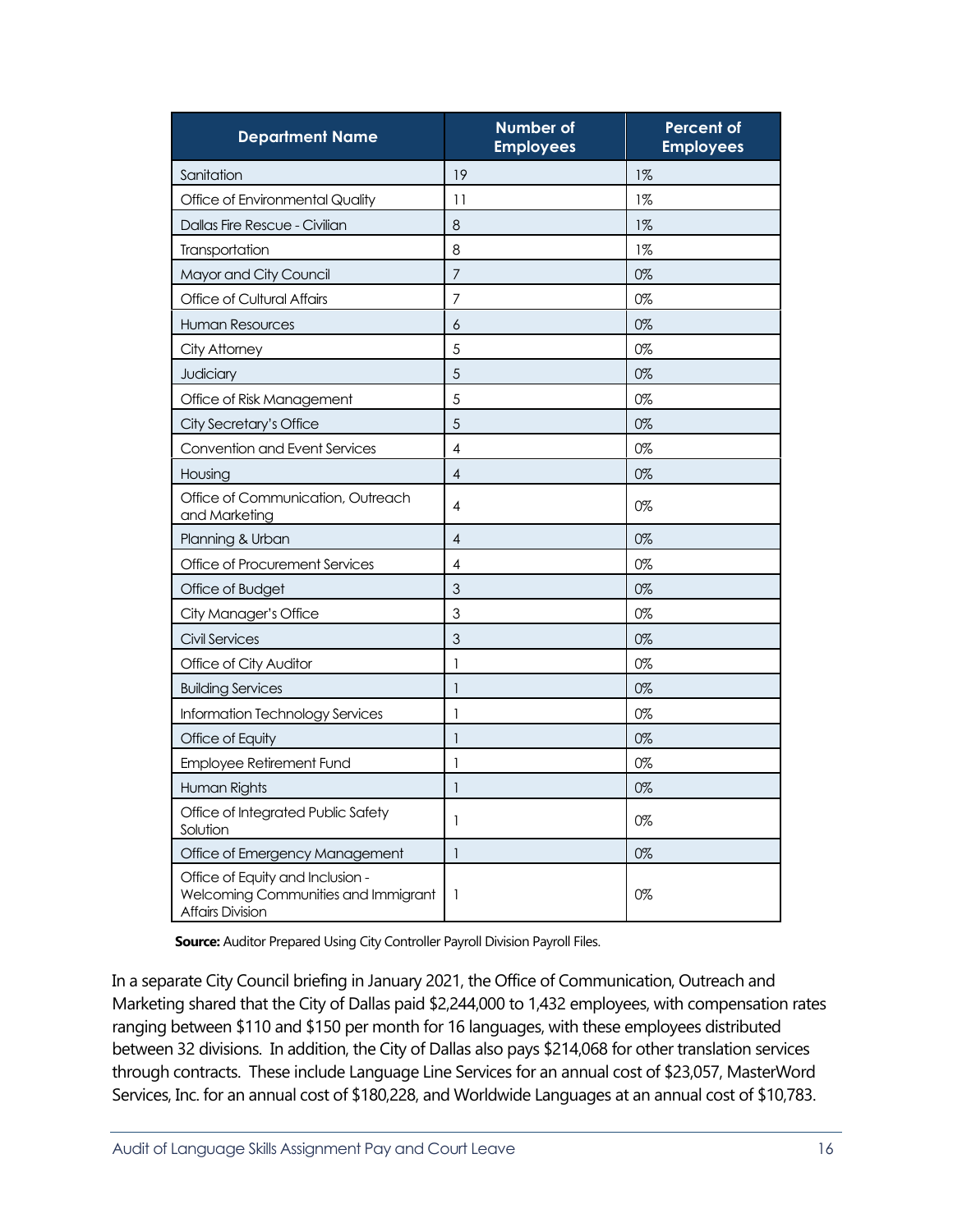| Department Name | Number of Employees | Percent of Employees |
|---|---|---|
| Sanitation | 19 | 1% |
| Office of Environmental Quality | 11 | 1% |
| Dallas Fire Rescue - Civilian | 8 | 1% |
| Transportation | 8 | 1% |
| Mayor and City Council | 7 | 0% |
| Office of Cultural Affairs | 7 | 0% |
| Human Resources | 6 | 0% |
| City Attorney | 5 | 0% |
| Judiciary | 5 | 0% |
| Office of Risk Management | 5 | 0% |
| City Secretary's Office | 5 | 0% |
| Convention and Event Services | 4 | 0% |
| Housing | 4 | 0% |
| Office of Communication, Outreach and Marketing | 4 | 0% |
| Planning & Urban | 4 | 0% |
| Office of Procurement Services | 4 | 0% |
| Office of Budget | 3 | 0% |
| City Manager's Office | 3 | 0% |
| Civil Services | 3 | 0% |
| Office of City Auditor | 1 | 0% |
| Building Services | 1 | 0% |
| Information Technology Services | 1 | 0% |
| Office of Equity | 1 | 0% |
| Employee Retirement Fund | 1 | 0% |
| Human Rights | 1 | 0% |
| Office of Integrated Public Safety Solution | 1 | 0% |
| Office of Emergency Management | 1 | 0% |
| Office of Equity and Inclusion - Welcoming Communities and Immigrant Affairs Division | 1 | 0% |

**Source:** Auditor Prepared Using City Controller Payroll Division Payroll Files.

In a separate City Council briefing in January 2021, the Office of Communication, Outreach and Marketing shared that the City of Dallas paid $2,244,000 to 1,432 employees, with compensation rates ranging between $110 and $150 per month for 16 languages, with these employees distributed between 32 divisions. In addition, the City of Dallas also pays $214,068 for other translation services through contracts. These include Language Line Services for an annual cost of $23,057, MasterWord Services, Inc. for an annual cost of $180,228, and Worldwide Languages at an annual cost of $10,783.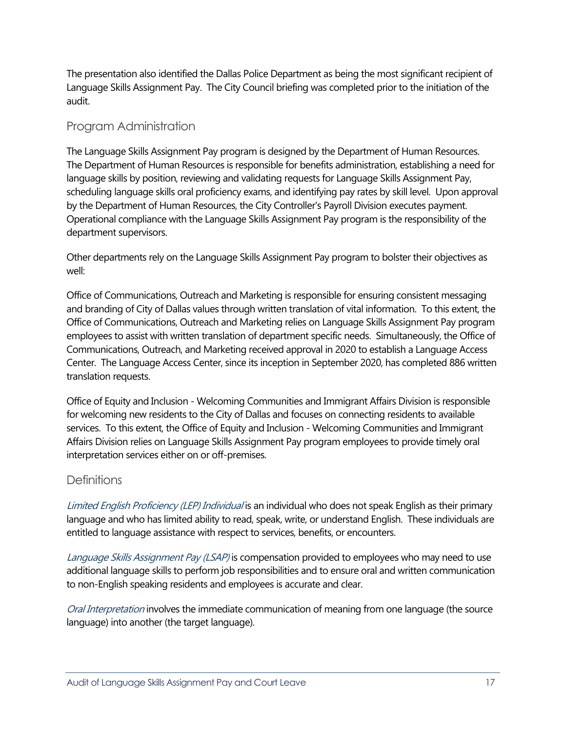The presentation also identified the Dallas Police Department as being the most significant recipient of Language Skills Assignment Pay. The City Council briefing was completed prior to the initiation of the audit.

## Program Administration

The Language Skills Assignment Pay program is designed by the Department of Human Resources. The Department of Human Resources is responsible for benefits administration, establishing a need for language skills by position, reviewing and validating requests for Language Skills Assignment Pay, scheduling language skills oral proficiency exams, and identifying pay rates by skill level. Upon approval by the Department of Human Resources, the City Controller's Payroll Division executes payment. Operational compliance with the Language Skills Assignment Pay program is the responsibility of the department supervisors.

Other departments rely on the Language Skills Assignment Pay program to bolster their objectives as well:

Office of Communications, Outreach and Marketing is responsible for ensuring consistent messaging and branding of City of Dallas values through written translation of vital information. To this extent, the Office of Communications, Outreach and Marketing relies on Language Skills Assignment Pay program employees to assist with written translation of department specific needs. Simultaneously, the Office of Communications, Outreach, and Marketing received approval in 2020 to establish a Language Access Center. The Language Access Center, since its inception in September 2020, has completed 886 written translation requests.

Office of Equity and Inclusion - Welcoming Communities and Immigrant Affairs Division is responsible for welcoming new residents to the City of Dallas and focuses on connecting residents to available services. To this extent, the Office of Equity and Inclusion - Welcoming Communities and Immigrant Affairs Division relies on Language Skills Assignment Pay program employees to provide timely oral interpretation services either on or off-premises.

## Definitions

*Limited English Proficiency (LEP) Individual* is an individual who does not speak English as their primary language and who has limited ability to read, speak, write, or understand English. These individuals are entitled to language assistance with respect to services, benefits, or encounters.

*Language Skills Assignment Pay (LSAP)* is compensation provided to employees who may need to use additional language skills to perform job responsibilities and to ensure oral and written communication to non-English speaking residents and employees is accurate and clear.

*Oral Interpretation* involves the immediate communication of meaning from one language (the source language) into another (the target language).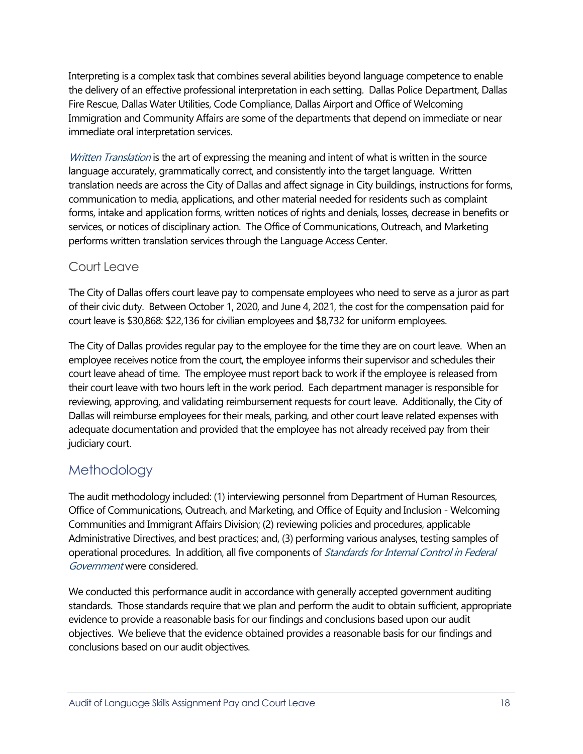Interpreting is a complex task that combines several abilities beyond language competence to enable the delivery of an effective professional interpretation in each setting. Dallas Police Department, Dallas Fire Rescue, Dallas Water Utilities, Code Compliance, Dallas Airport and Office of Welcoming Immigration and Community Affairs are some of the departments that depend on immediate or near immediate oral interpretation services.

*Written Translation* is the art of expressing the meaning and intent of what is written in the source language accurately, grammatically correct, and consistently into the target language. Written translation needs are across the City of Dallas and affect signage in City buildings, instructions for forms, communication to media, applications, and other material needed for residents such as complaint forms, intake and application forms, written notices of rights and denials, losses, decrease in benefits or services, or notices of disciplinary action. The Office of Communications, Outreach, and Marketing performs written translation services through the Language Access Center.

### Court Leave

The City of Dallas offers court leave pay to compensate employees who need to serve as a juror as part of their civic duty. Between October 1, 2020, and June 4, 2021, the cost for the compensation paid for court leave is $30,868: $22,136 for civilian employees and $8,732 for uniform employees.

The City of Dallas provides regular pay to the employee for the time they are on court leave. When an employee receives notice from the court, the employee informs their supervisor and schedules their court leave ahead of time. The employee must report back to work if the employee is released from their court leave with two hours left in the work period. Each department manager is responsible for reviewing, approving, and validating reimbursement requests for court leave. Additionally, the City of Dallas will reimburse employees for their meals, parking, and other court leave related expenses with adequate documentation and provided that the employee has not already received pay from their judiciary court.

## Methodology

The audit methodology included: (1) interviewing personnel from Department of Human Resources, Office of Communications, Outreach, and Marketing, and Office of Equity and Inclusion - Welcoming Communities and Immigrant Affairs Division; (2) reviewing policies and procedures, applicable Administrative Directives, and best practices; and, (3) performing various analyses, testing samples of operational procedures. In addition, all five components of *Standards for Internal Control in Federal Government* were considered.

We conducted this performance audit in accordance with generally accepted government auditing standards. Those standards require that we plan and perform the audit to obtain sufficient, appropriate evidence to provide a reasonable basis for our findings and conclusions based upon our audit objectives. We believe that the evidence obtained provides a reasonable basis for our findings and conclusions based on our audit objectives.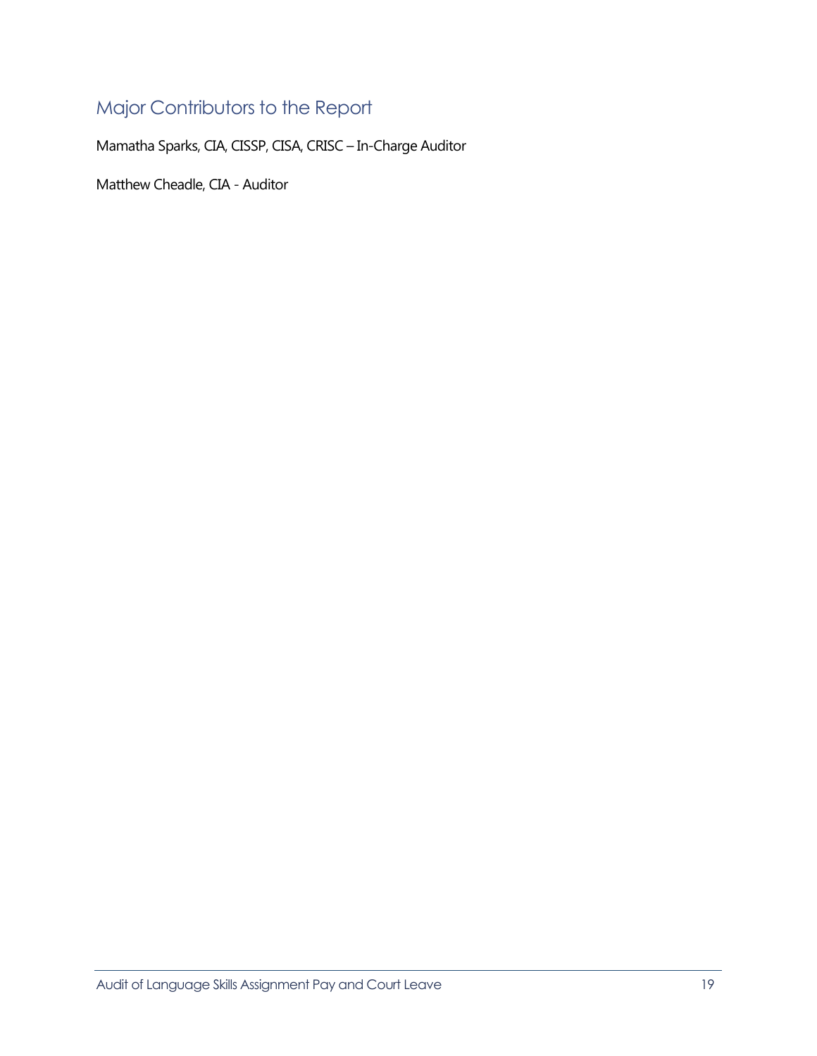## Major Contributors to the Report

Mamatha Sparks, CIA, CISSP, CISA, CRISC – In-Charge Auditor

Matthew Cheadle, CIA - Auditor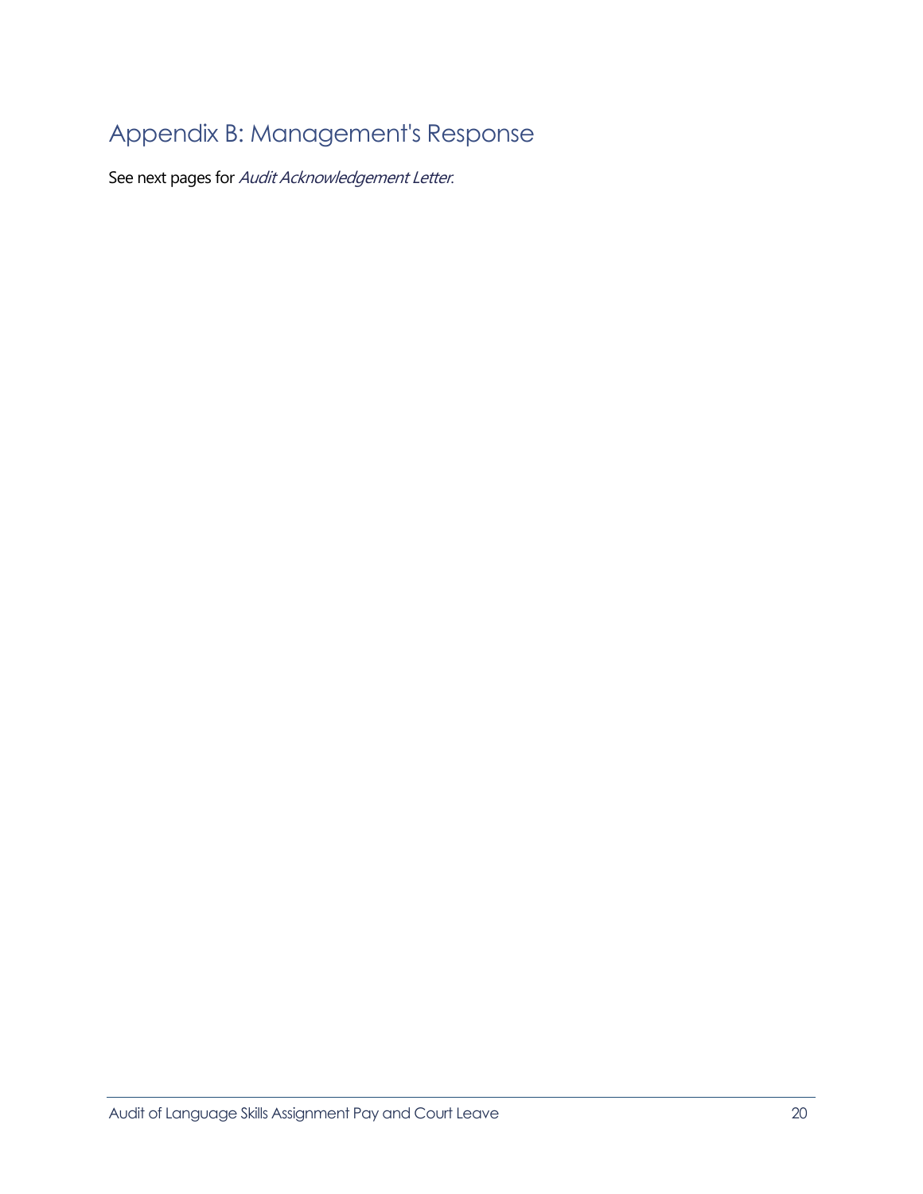# Appendix B: Management's Response

See next pages for *Audit Acknowledgement Letter*.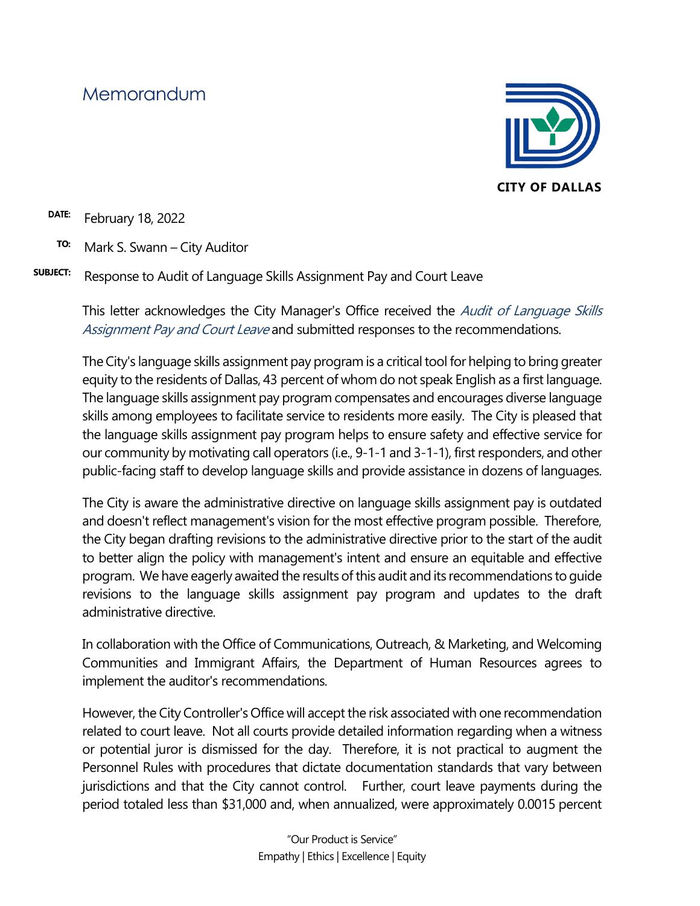# Memorandum

CITY OF DALLAS

**DATE:** February 18, 2022

**TO:** Mark S. Swann – City Auditor

**SUBJECT:** Response to Audit of Language Skills Assignment Pay and Court Leave

This letter acknowledges the City Manager's Office received the *Audit of Language Skills Assignment Pay and Court Leave* and submitted responses to the recommendations.

The City's language skills assignment pay program is a critical tool for helping to bring greater equity to the residents of Dallas, 43 percent of whom do not speak English as a first language. The language skills assignment pay program compensates and encourages diverse language skills among employees to facilitate service to residents more easily. The City is pleased that the language skills assignment pay program helps to ensure safety and effective service for our community by motivating call operators (i.e., 9-1-1 and 3-1-1), first responders, and other public-facing staff to develop language skills and provide assistance in dozens of languages.

The City is aware the administrative directive on language skills assignment pay is outdated and doesn't reflect management's vision for the most effective program possible. Therefore, the City began drafting revisions to the administrative directive prior to the start of the audit to better align the policy with management's intent and ensure an equitable and effective program. We have eagerly awaited the results of this audit and its recommendations to guide revisions to the language skills assignment pay program and updates to the draft administrative directive.

In collaboration with the Office of Communications, Outreach, & Marketing, and Welcoming Communities and Immigrant Affairs, the Department of Human Resources agrees to implement the auditor's recommendations.

However, the City Controller's Office will accept the risk associated with one recommendation related to court leave. Not all courts provide detailed information regarding when a witness or potential juror is dismissed for the day. Therefore, it is not practical to augment the Personnel Rules with procedures that dictate documentation standards that vary between jurisdictions and that the City cannot control. Further, court leave payments during the period totaled less than $31,000 and, when annualized, were approximately 0.0015 percent

"Our Product is Service"
Empathy | Ethics | Excellence | Equity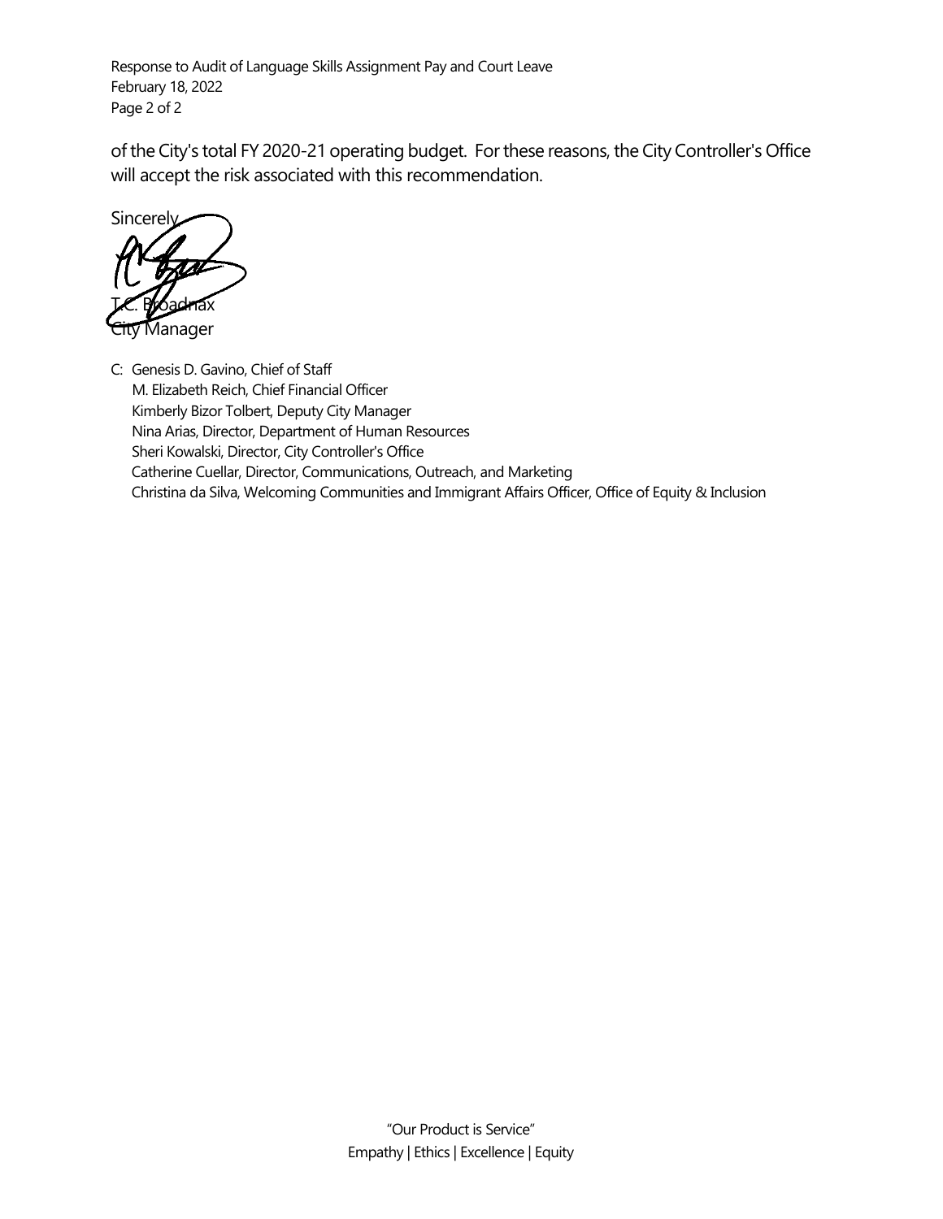of the City's total FY 2020-21 operating budget. For these reasons, the City Controller's Office will accept the risk associated with this recommendation.

Sincerely,

T.C. Broadnax
City Manager

C: Genesis D. Gavino, Chief of Staff
M. Elizabeth Reich, Chief Financial Officer
Kimberly Bizor Tolbert, Deputy City Manager
Nina Arias, Director, Department of Human Resources
Sheri Kowalski, Director, City Controller's Office
Catherine Cuellar, Director, Communications, Outreach, and Marketing
Christina da Silva, Welcoming Communities and Immigrant Affairs Officer, Office of Equity & Inclusion

"Our Product is Service"
Empathy | Ethics | Excellence | Equity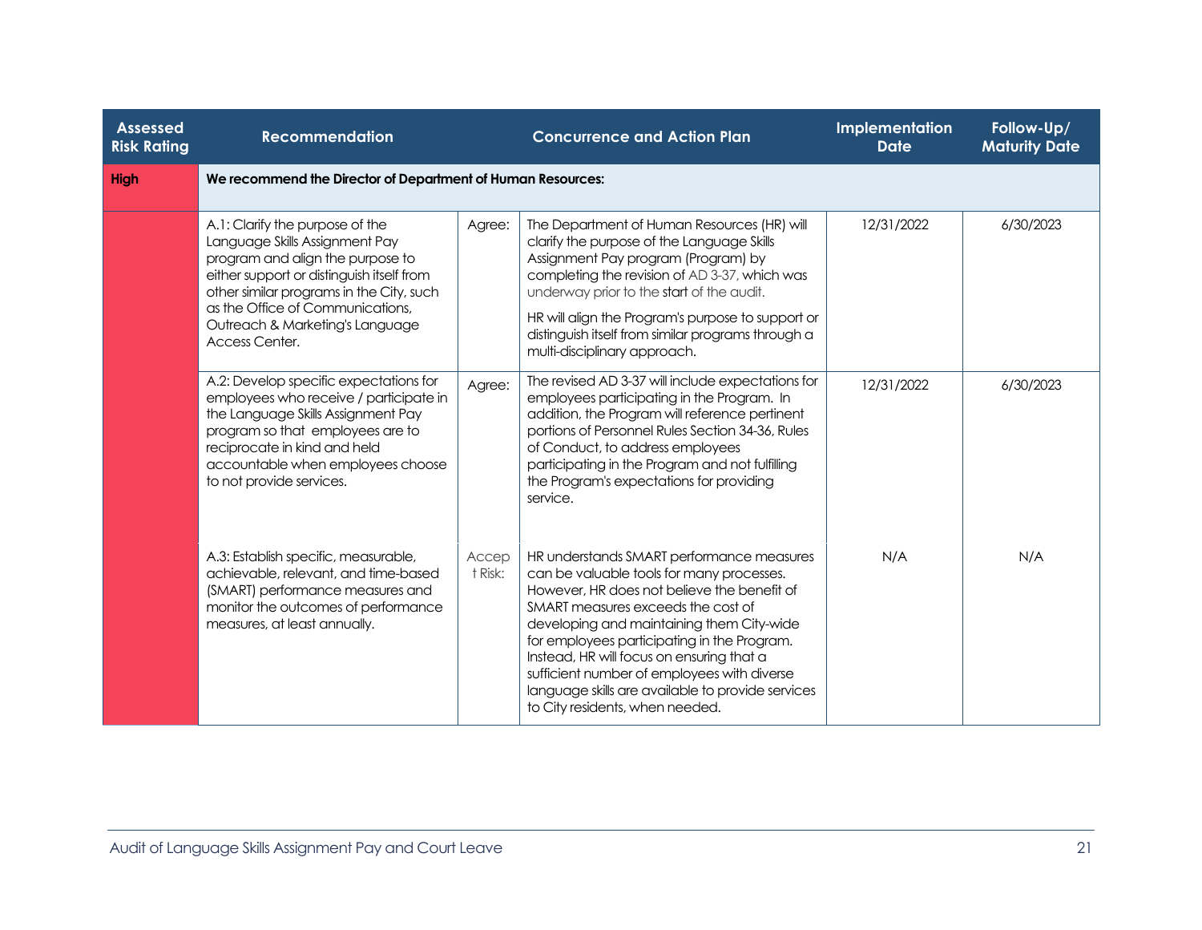| Assessed Risk Rating | Recommendation | Concurrence and Action Plan | | Implementation Date | Follow-Up/ Maturity Date |
|---|---|---|---|---|---|
| High | We recommend the Director of Department of Human Resources: | | | | |
| | A.1: Clarify the purpose of the Language Skills Assignment Pay program and align the purpose to either support or distinguish itself from other similar programs in the City, such as the Office of Communications, Outreach & Marketing's Language Access Center. | Agree: | The Department of Human Resources (HR) will clarify the purpose of the Language Skills Assignment Pay program (Program) by completing the revision of AD 3-37, which was underway prior to the start of the audit.<br><br>HR will align the Program's purpose to support or distinguish itself from similar programs through a multi-disciplinary approach. | 12/31/2022 | 6/30/2023 |
| | A.2: Develop specific expectations for employees who receive / participate in the Language Skills Assignment Pay program so that employees are to reciprocate in kind and held accountable when employees choose to not provide services. | Agree: | The revised AD 3-37 will include expectations for employees participating in the Program. In addition, the Program will reference pertinent portions of Personnel Rules Section 34-36, Rules of Conduct, to address employees participating in the Program and not fulfilling the Program's expectations for providing service. | 12/31/2022 | 6/30/2023 |
| | A.3: Establish specific, measurable, achievable, relevant, and time-based (SMART) performance measures and monitor the outcomes of performance measures, at least annually. | Accept Risk: | HR understands SMART performance measures can be valuable tools for many processes. However, HR does not believe the benefit of SMART measures exceeds the cost of developing and maintaining them City-wide for employees participating in the Program. Instead, HR will focus on ensuring that a sufficient number of employees with diverse language skills are available to provide services to City residents, when needed. | N/A | N/A |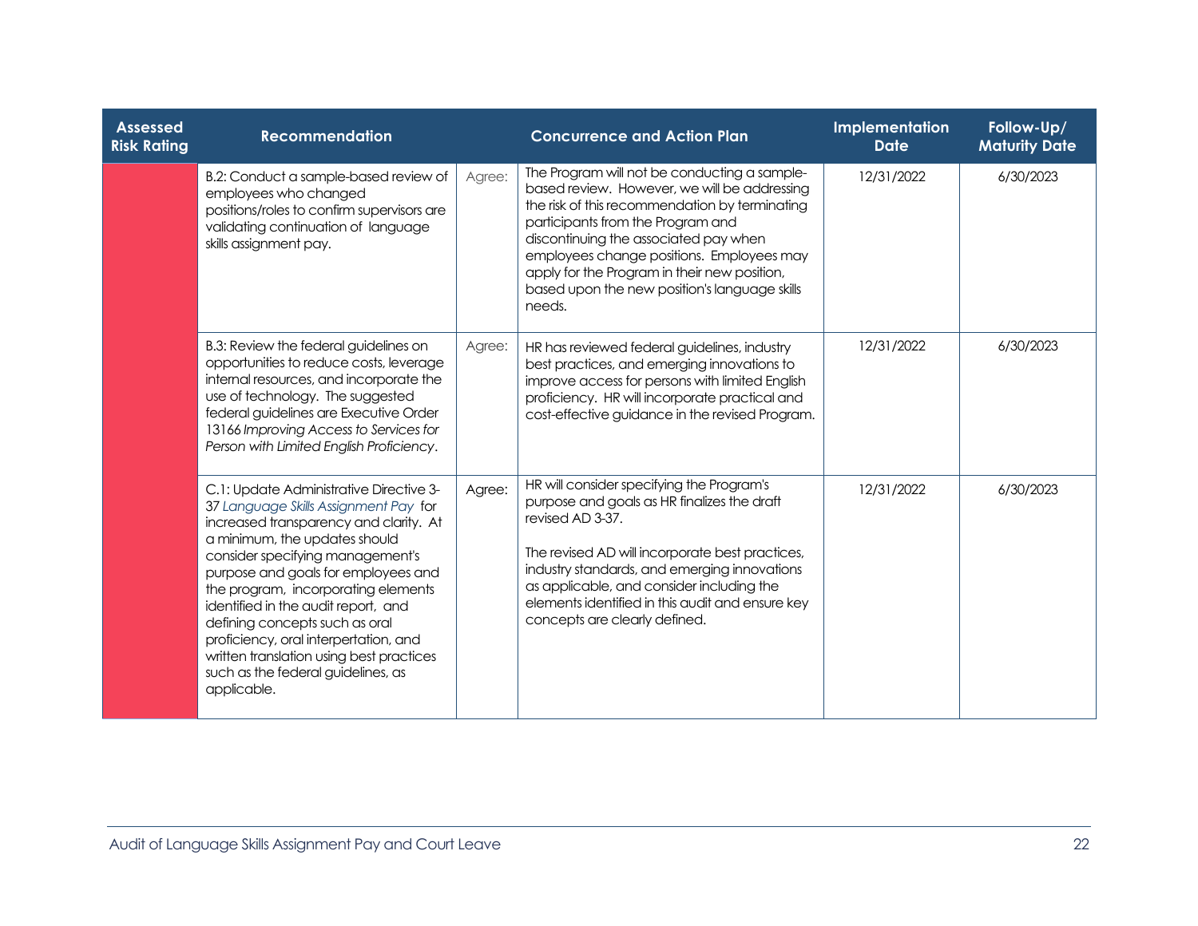| Assessed Risk Rating | Recommendation | | Concurrence and Action Plan | Implementation Date | Follow-Up/ Maturity Date |
|---|---|---|---|---|---|
| | B.2: Conduct a sample-based review of employees who changed positions/roles to confirm supervisors are validating continuation of language skills assignment pay. | Agree: | The Program will not be conducting a sample-based review. However, we will be addressing the risk of this recommendation by terminating participants from the Program and discontinuing the associated pay when employees change positions. Employees may apply for the Program in their new position, based upon the new position's language skills needs. | 12/31/2022 | 6/30/2023 |
| | B.3: Review the federal guidelines on opportunities to reduce costs, leverage internal resources, and incorporate the use of technology. The suggested federal guidelines are Executive Order 13166 *Improving Access to Services for Person with Limited English Proficiency*. | Agree: | HR has reviewed federal guidelines, industry best practices, and emerging innovations to improve access for persons with limited English proficiency. HR will incorporate practical and cost-effective guidance in the revised Program. | 12/31/2022 | 6/30/2023 |
| | C.1: Update Administrative Directive 3-37 *Language Skills Assignment Pay* for increased transparency and clarity. At a minimum, the updates should consider specifying management's purpose and goals for employees and the program, incorporating elements identified in the audit report, and defining concepts such as oral proficiency, oral interpertation, and written translation using best practices such as the federal guidelines, as applicable. | Agree: | HR will consider specifying the Program's purpose and goals as HR finalizes the draft revised AD 3-37.<br><br>The revised AD will incorporate best practices, industry standards, and emerging innovations as applicable, and consider including the elements identified in this audit and ensure key concepts are clearly defined. | 12/31/2022 | 6/30/2023 |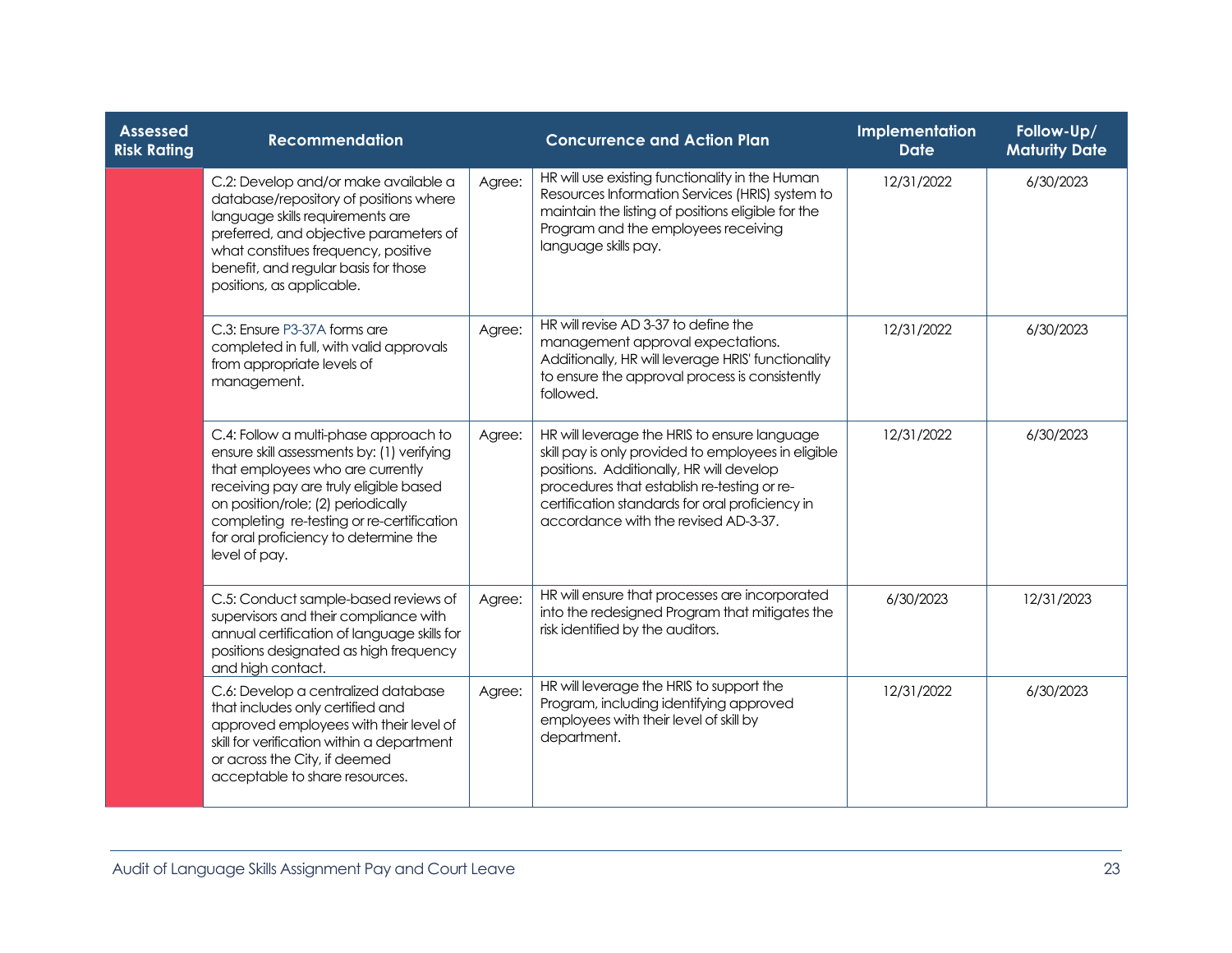| Assessed Risk Rating | Recommendation | Concurrence and Action Plan | | Implementation Date | Follow-Up/ Maturity Date |
|---|---|---|---|---|---|
| | C.2: Develop and/or make available a database/repository of positions where language skills requirements are preferred, and objective parameters of what constitues frequency, positive benefit, and regular basis for those positions, as applicable. | Agree: | HR will use existing functionality in the Human Resources Information Services (HRIS) system to maintain the listing of positions eligible for the Program and the employees receiving language skills pay. | 12/31/2022 | 6/30/2023 |
| | C.3: Ensure P3-37A forms are completed in full, with valid approvals from appropriate levels of management. | Agree: | HR will revise AD 3-37 to define the management approval expectations. Additionally, HR will leverage HRIS' functionality to ensure the approval process is consistently followed. | 12/31/2022 | 6/30/2023 |
| | C.4: Follow a multi-phase approach to ensure skill assessments by: (1) verifying that employees who are currently receiving pay are truly eligible based on position/role; (2) periodically completing re-testing or re-certification for oral proficiency to determine the level of pay. | Agree: | HR will leverage the HRIS to ensure language skill pay is only provided to employees in eligible positions. Additionally, HR will develop procedures that establish re-testing or re-certification standards for oral proficiency in accordance with the revised AD-3-37. | 12/31/2022 | 6/30/2023 |
| | C.5: Conduct sample-based reviews of supervisors and their compliance with annual certification of language skills for positions designated as high frequency and high contact. | Agree: | HR will ensure that processes are incorporated into the redesigned Program that mitigates the risk identified by the auditors. | 6/30/2023 | 12/31/2023 |
| | C.6: Develop a centralized database that includes only certified and approved employees with their level of skill for verification within a department or across the City, if deemed acceptable to share resources. | Agree: | HR will leverage the HRIS to support the Program, including identifying approved employees with their level of skill by department. | 12/31/2022 | 6/30/2023 |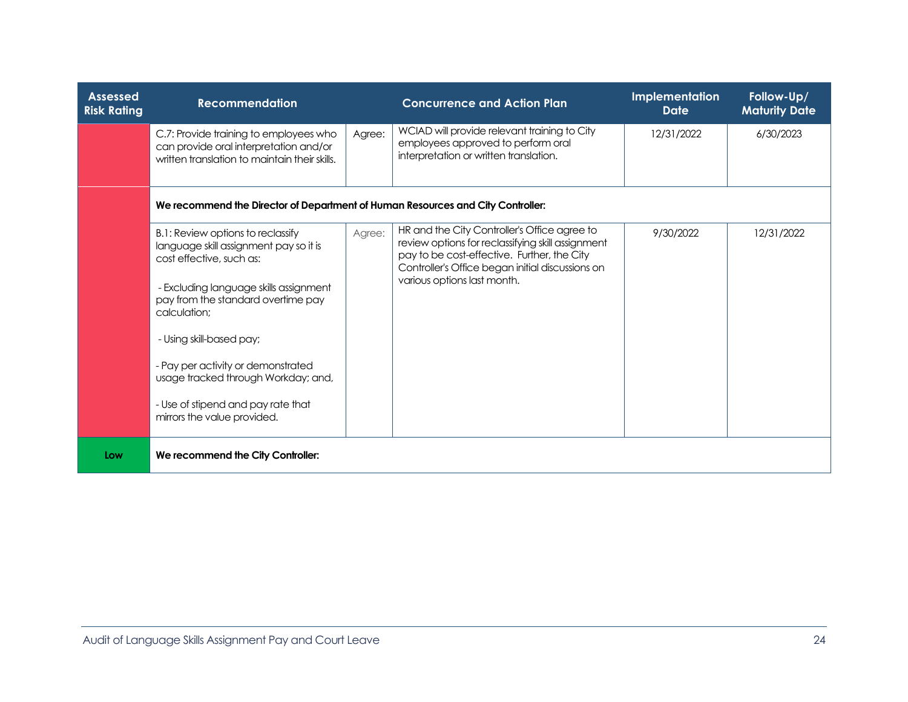| Assessed Risk Rating | Recommendation | | Concurrence and Action Plan | Implementation Date | Follow-Up/ Maturity Date |
|---|---|---|---|---|---|
| | C.7: Provide training to employees who can provide oral interpretation and/or written translation to maintain their skills. | Agree: | WCIAD will provide relevant training to City employees approved to perform oral interpretation or written translation. | 12/31/2022 | 6/30/2023 |
| | **We recommend the Director of Department of Human Resources and City Controller:** | | | | |
| | B.1: Review options to reclassify language skill assignment pay so it is cost effective, such as:<br><br>- Excluding language skills assignment pay from the standard overtime pay calculation;<br><br>- Using skill-based pay;<br><br>- Pay per activity or demonstrated usage tracked through Workday; and,<br><br>- Use of stipend and pay rate that mirrors the value provided. | Agree: | HR and the City Controller's Office agree to review options for reclassifying skill assignment pay to be cost-effective. Further, the City Controller's Office began initial discussions on various options last month. | 9/30/2022 | 12/31/2022 |
| Low | **We recommend the City Controller:** | | | | |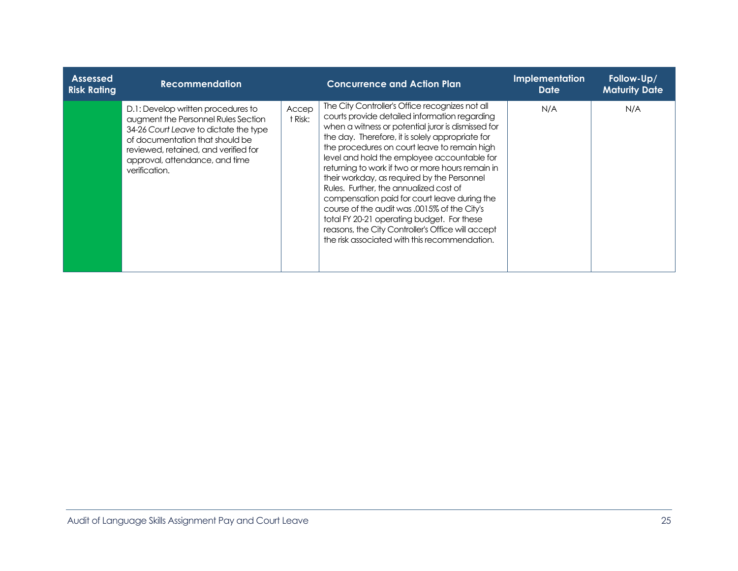| Assessed Risk Rating | Recommendation | | Concurrence and Action Plan | Implementation Date | Follow-Up/ Maturity Date |
|---|---|---|---|---|---|
| | D.1: Develop written procedures to augment the Personnel Rules Section 34-26 *Court Leave* to dictate the type of documentation that should be reviewed, retained, and verified for approval, attendance, and time verification. | Accept Risk: | The City Controller's Office recognizes not all courts provide detailed information regarding when a witness or potential juror is dismissed for the day. Therefore, it is solely appropriate for the procedures on court leave to remain high level and hold the employee accountable for returning to work if two or more hours remain in their workday, as required by the Personnel Rules. Further, the annualized cost of compensation paid for court leave during the course of the audit was .0015% of the City's total FY 20-21 operating budget. For these reasons, the City Controller's Office will accept the risk associated with this recommendation. | N/A | N/A |